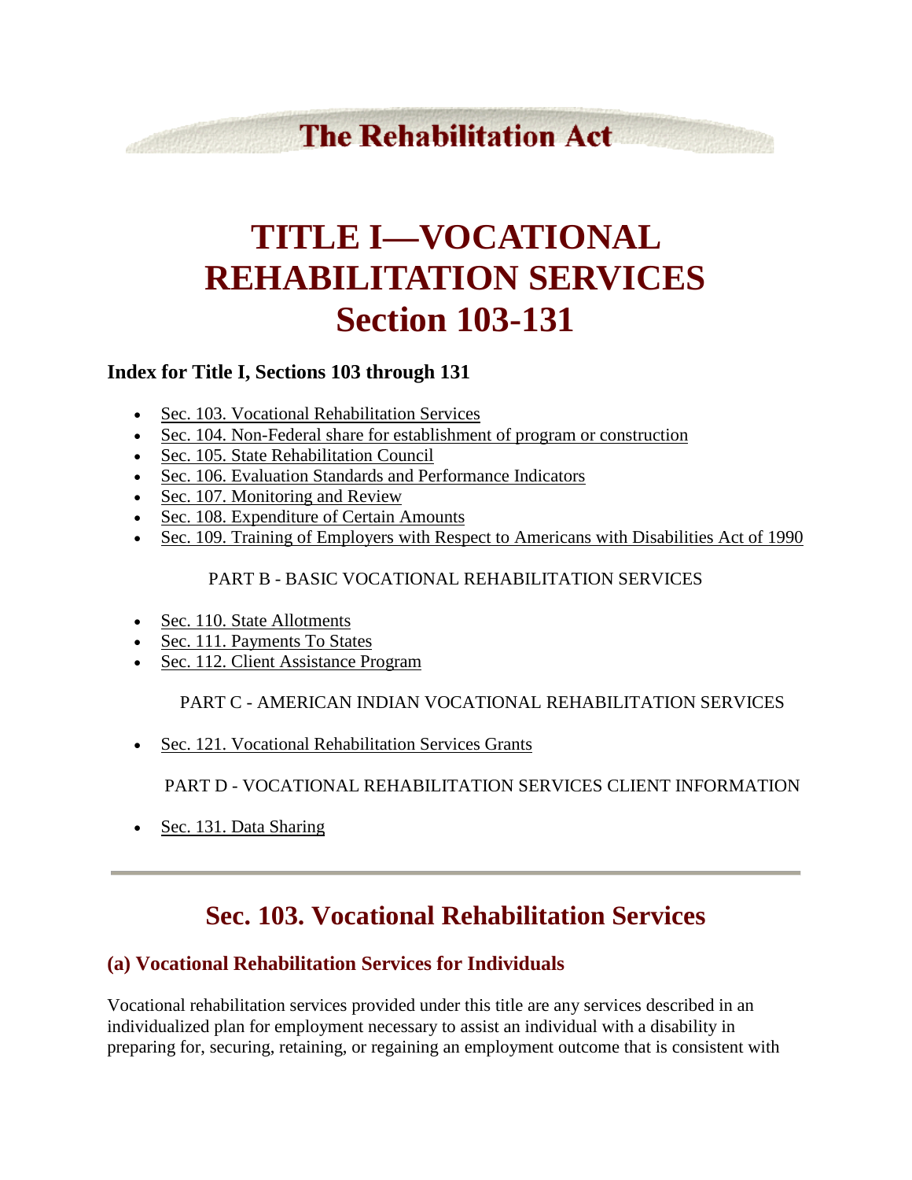# The Rehabilitation Act

# TITLE I—VOCATIONAL REHABILITATION SERVICES Section 103-131

### Index for Title I, Sections 103 through 131

- Sec. 103. Vocational Rehabilitation Services
- Sec. 104. Non-Federal share for establishment of program or construction
- Sec. 105. State Rehabilitation Council
- Sec. 106. Evaluation Standards and Performance Indicators
- Sec. 107. Monitoring and Review
- Sec. 108. Expenditure of Certain Amounts
- Sec. 109. Training of Employers with Respect to Americans with Disabilities Act of 1990

PART B - BASIC VOCATIONAL REHABILITATION SERVICES

- Sec. 110. State Allotments
- Sec. 111. Payments To States
- Sec. 112. Client Assistance Program

PART C - AMERICAN INDIAN VOCATIONAL REHABILITATION SERVICES

- Sec. 121. Vocational Rehabilitation Services Grants

PART D - VOCATIONAL REHABILITATION SERVICES CLIENT INFORMATION

- Sec. 131. Data Sharing

---

## Sec. 103. Vocational Rehabilitation Services

### (a) Vocational Rehabilitation Services for Individuals

Vocational rehabilitation services provided under this title are any services described in an individualized plan for employment necessary to assist an individual with a disability in preparing for, securing, retaining, or regaining an employment outcome that is consistent with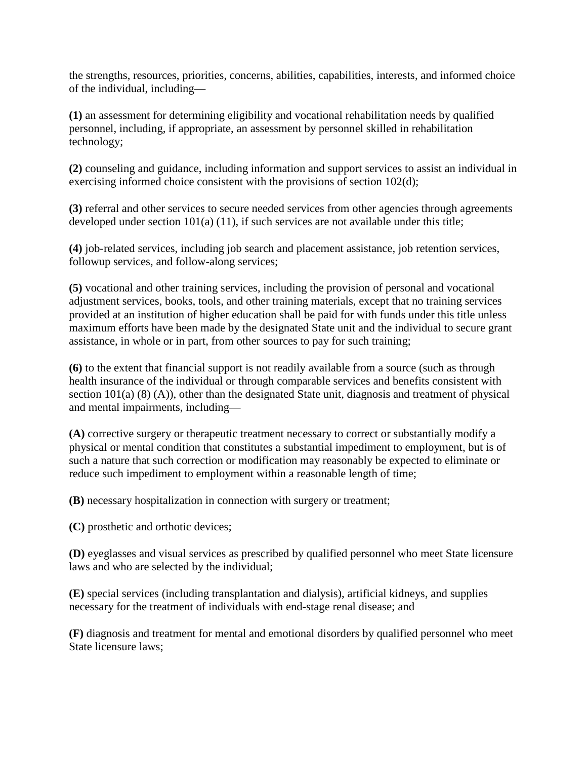the strengths, resources, priorities, concerns, abilities, capabilities, interests, and informed choice of the individual, including—

**(1)** an assessment for determining eligibility and vocational rehabilitation needs by qualified personnel, including, if appropriate, an assessment by personnel skilled in rehabilitation technology;

**(2)** counseling and guidance, including information and support services to assist an individual in exercising informed choice consistent with the provisions of section 102(d);

**(3)** referral and other services to secure needed services from other agencies through agreements developed under section 101(a) (11), if such services are not available under this title;

**(4)** job-related services, including job search and placement assistance, job retention services, followup services, and follow-along services;

**(5)** vocational and other training services, including the provision of personal and vocational adjustment services, books, tools, and other training materials, except that no training services provided at an institution of higher education shall be paid for with funds under this title unless maximum efforts have been made by the designated State unit and the individual to secure grant assistance, in whole or in part, from other sources to pay for such training;

**(6)** to the extent that financial support is not readily available from a source (such as through health insurance of the individual or through comparable services and benefits consistent with section 101(a) (8) (A)), other than the designated State unit, diagnosis and treatment of physical and mental impairments, including—

**(A)** corrective surgery or therapeutic treatment necessary to correct or substantially modify a physical or mental condition that constitutes a substantial impediment to employment, but is of such a nature that such correction or modification may reasonably be expected to eliminate or reduce such impediment to employment within a reasonable length of time;

**(B)** necessary hospitalization in connection with surgery or treatment;

**(C)** prosthetic and orthotic devices;

**(D)** eyeglasses and visual services as prescribed by qualified personnel who meet State licensure laws and who are selected by the individual;

**(E)** special services (including transplantation and dialysis), artificial kidneys, and supplies necessary for the treatment of individuals with end-stage renal disease; and

**(F)** diagnosis and treatment for mental and emotional disorders by qualified personnel who meet State licensure laws;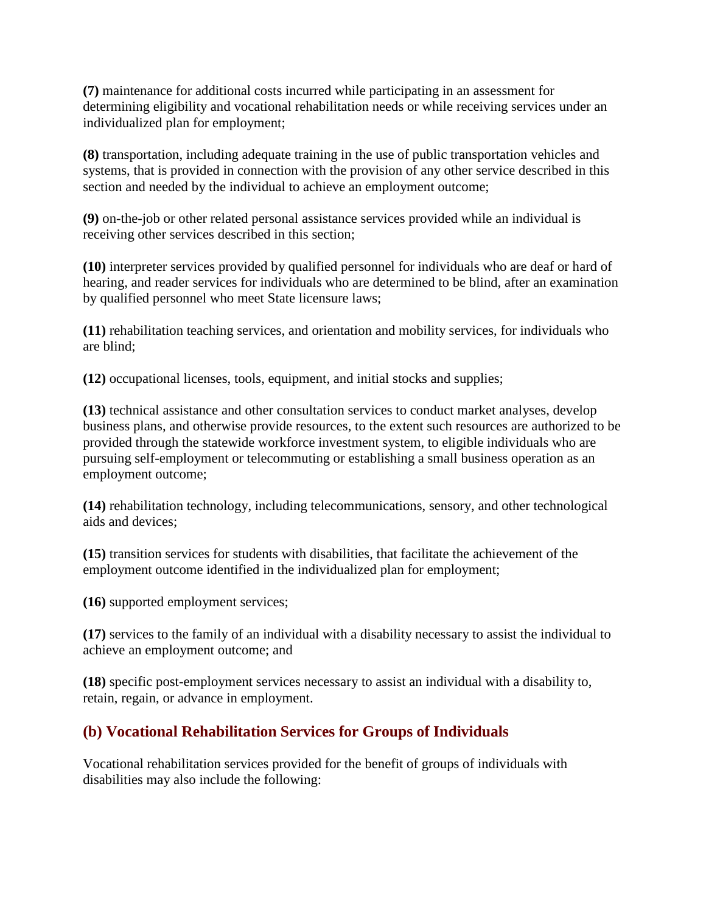**(7)** maintenance for additional costs incurred while participating in an assessment for determining eligibility and vocational rehabilitation needs or while receiving services under an individualized plan for employment;

**(8)** transportation, including adequate training in the use of public transportation vehicles and systems, that is provided in connection with the provision of any other service described in this section and needed by the individual to achieve an employment outcome;

**(9)** on-the-job or other related personal assistance services provided while an individual is receiving other services described in this section;

**(10)** interpreter services provided by qualified personnel for individuals who are deaf or hard of hearing, and reader services for individuals who are determined to be blind, after an examination by qualified personnel who meet State licensure laws;

**(11)** rehabilitation teaching services, and orientation and mobility services, for individuals who are blind;

**(12)** occupational licenses, tools, equipment, and initial stocks and supplies;

**(13)** technical assistance and other consultation services to conduct market analyses, develop business plans, and otherwise provide resources, to the extent such resources are authorized to be provided through the statewide workforce investment system, to eligible individuals who are pursuing self-employment or telecommuting or establishing a small business operation as an employment outcome;

**(14)** rehabilitation technology, including telecommunications, sensory, and other technological aids and devices;

**(15)** transition services for students with disabilities, that facilitate the achievement of the employment outcome identified in the individualized plan for employment;

**(16)** supported employment services;

**(17)** services to the family of an individual with a disability necessary to assist the individual to achieve an employment outcome; and

**(18)** specific post-employment services necessary to assist an individual with a disability to, retain, regain, or advance in employment.

## (b) Vocational Rehabilitation Services for Groups of Individuals

Vocational rehabilitation services provided for the benefit of groups of individuals with disabilities may also include the following: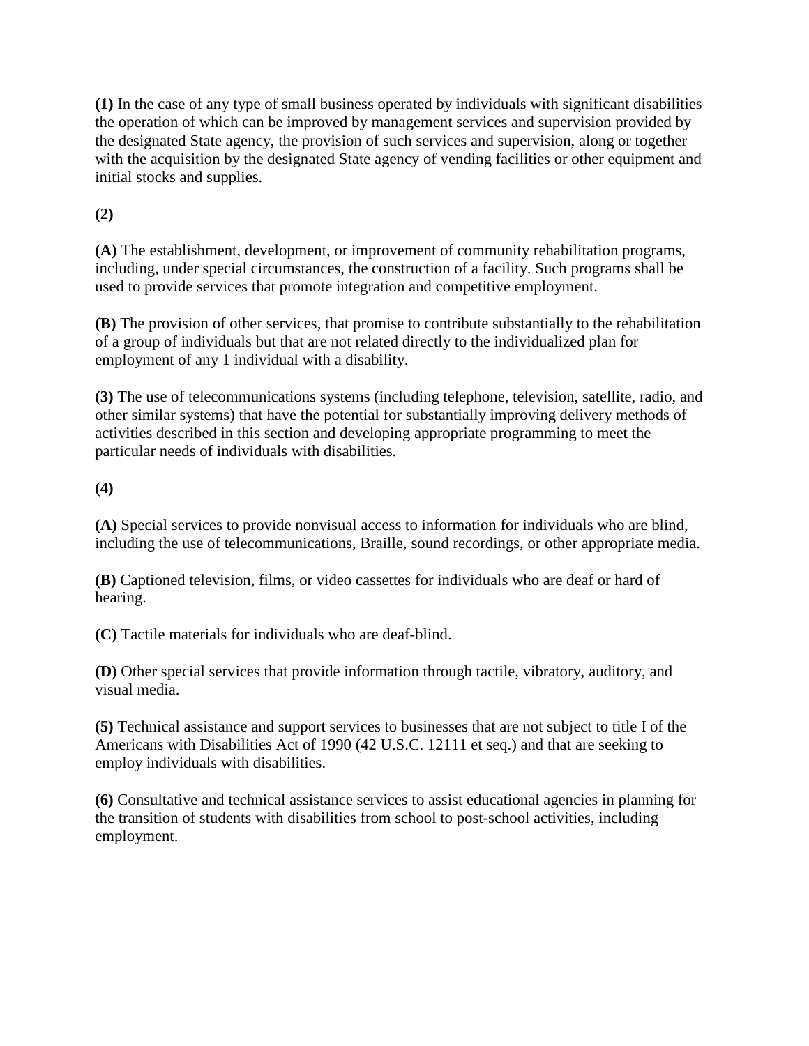**(1)** In the case of any type of small business operated by individuals with significant disabilities the operation of which can be improved by management services and supervision provided by the designated State agency, the provision of such services and supervision, along or together with the acquisition by the designated State agency of vending facilities or other equipment and initial stocks and supplies.

**(2)**

**(A)** The establishment, development, or improvement of community rehabilitation programs, including, under special circumstances, the construction of a facility. Such programs shall be used to provide services that promote integration and competitive employment.

**(B)** The provision of other services, that promise to contribute substantially to the rehabilitation of a group of individuals but that are not related directly to the individualized plan for employment of any 1 individual with a disability.

**(3)** The use of telecommunications systems (including telephone, television, satellite, radio, and other similar systems) that have the potential for substantially improving delivery methods of activities described in this section and developing appropriate programming to meet the particular needs of individuals with disabilities.

**(4)**

**(A)** Special services to provide nonvisual access to information for individuals who are blind, including the use of telecommunications, Braille, sound recordings, or other appropriate media.

**(B)** Captioned television, films, or video cassettes for individuals who are deaf or hard of hearing.

**(C)** Tactile materials for individuals who are deaf-blind.

**(D)** Other special services that provide information through tactile, vibratory, auditory, and visual media.

**(5)** Technical assistance and support services to businesses that are not subject to title I of the Americans with Disabilities Act of 1990 (42 U.S.C. 12111 et seq.) and that are seeking to employ individuals with disabilities.

**(6)** Consultative and technical assistance services to assist educational agencies in planning for the transition of students with disabilities from school to post-school activities, including employment.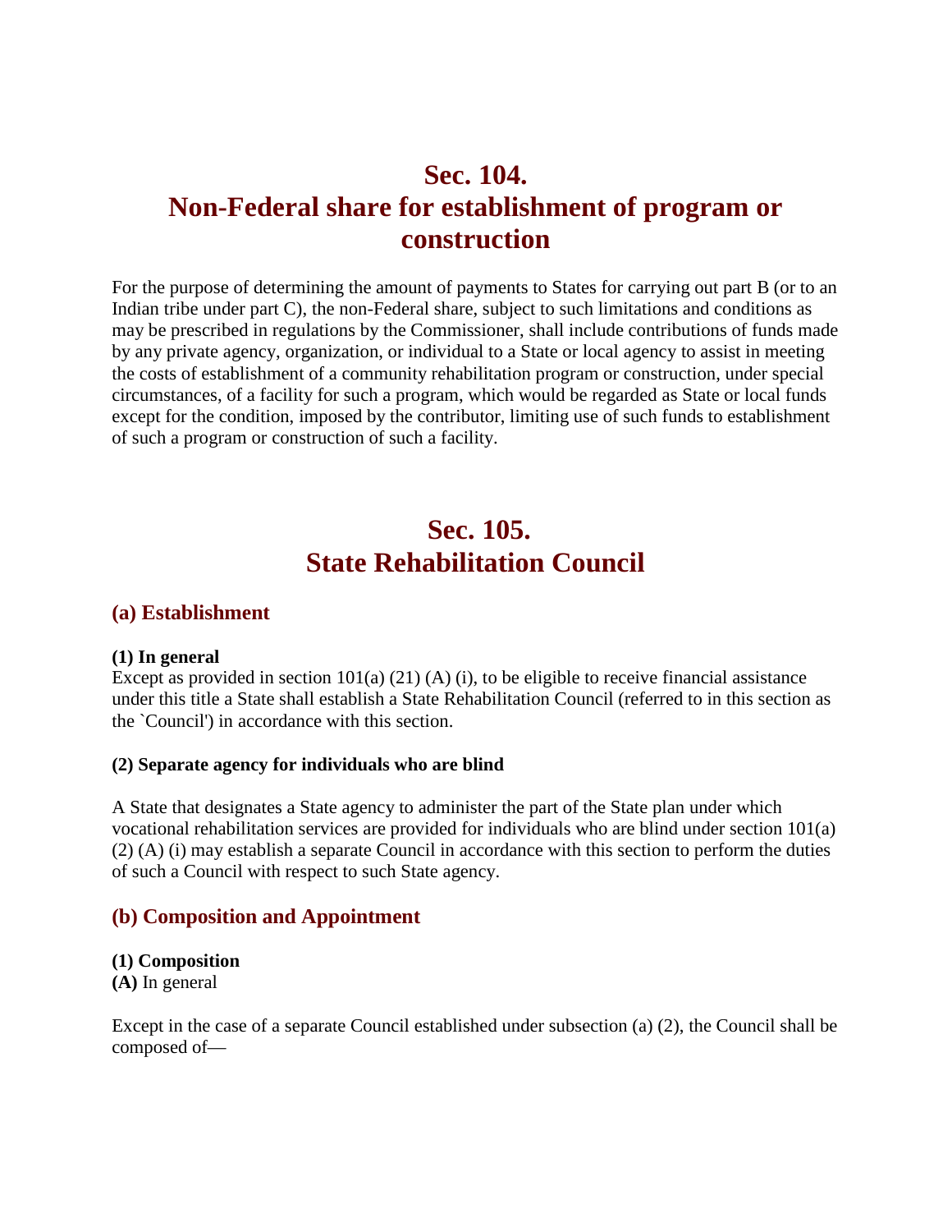# Sec. 104. Non-Federal share for establishment of program or construction

For the purpose of determining the amount of payments to States for carrying out part B (or to an Indian tribe under part C), the non-Federal share, subject to such limitations and conditions as may be prescribed in regulations by the Commissioner, shall include contributions of funds made by any private agency, organization, or individual to a State or local agency to assist in meeting the costs of establishment of a community rehabilitation program or construction, under special circumstances, of a facility for such a program, which would be regarded as State or local funds except for the condition, imposed by the contributor, limiting use of such funds to establishment of such a program or construction of such a facility.

# Sec. 105. State Rehabilitation Council

## (a) Establishment

**(1) In general**
Except as provided in section 101(a) (21) (A) (i), to be eligible to receive financial assistance under this title a State shall establish a State Rehabilitation Council (referred to in this section as the `Council') in accordance with this section.

**(2) Separate agency for individuals who are blind**

A State that designates a State agency to administer the part of the State plan under which vocational rehabilitation services are provided for individuals who are blind under section 101(a) (2) (A) (i) may establish a separate Council in accordance with this section to perform the duties of such a Council with respect to such State agency.

## (b) Composition and Appointment

**(1) Composition**
**(A)** In general

Except in the case of a separate Council established under subsection (a) (2), the Council shall be composed of—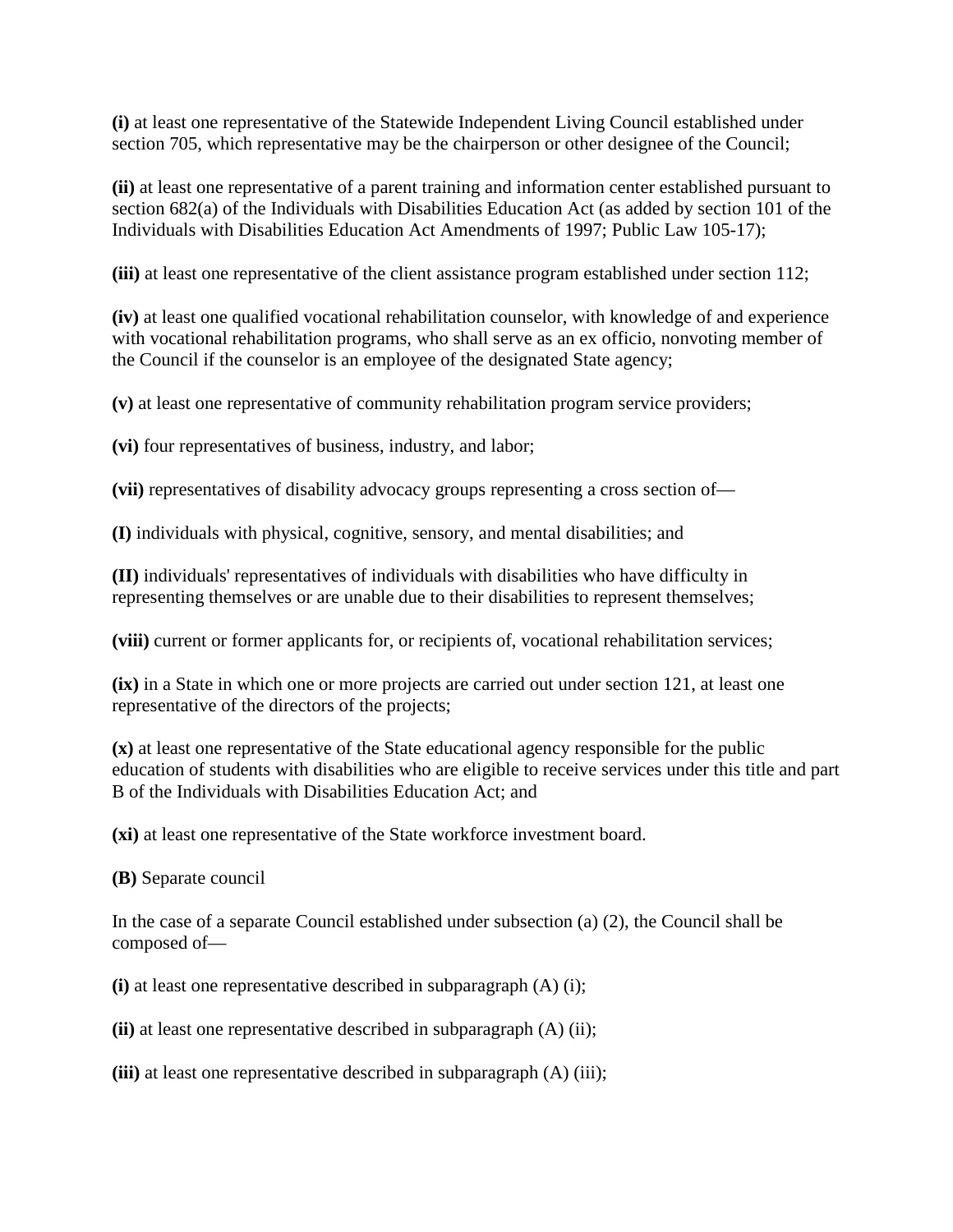**(i)** at least one representative of the Statewide Independent Living Council established under section 705, which representative may be the chairperson or other designee of the Council;

**(ii)** at least one representative of a parent training and information center established pursuant to section 682(a) of the Individuals with Disabilities Education Act (as added by section 101 of the Individuals with Disabilities Education Act Amendments of 1997; Public Law 105-17);

**(iii)** at least one representative of the client assistance program established under section 112;

**(iv)** at least one qualified vocational rehabilitation counselor, with knowledge of and experience with vocational rehabilitation programs, who shall serve as an ex officio, nonvoting member of the Council if the counselor is an employee of the designated State agency;

**(v)** at least one representative of community rehabilitation program service providers;

**(vi)** four representatives of business, industry, and labor;

**(vii)** representatives of disability advocacy groups representing a cross section of—

**(I)** individuals with physical, cognitive, sensory, and mental disabilities; and

**(II)** individuals' representatives of individuals with disabilities who have difficulty in representing themselves or are unable due to their disabilities to represent themselves;

**(viii)** current or former applicants for, or recipients of, vocational rehabilitation services;

**(ix)** in a State in which one or more projects are carried out under section 121, at least one representative of the directors of the projects;

**(x)** at least one representative of the State educational agency responsible for the public education of students with disabilities who are eligible to receive services under this title and part B of the Individuals with Disabilities Education Act; and

**(xi)** at least one representative of the State workforce investment board.

**(B)** Separate council

In the case of a separate Council established under subsection (a) (2), the Council shall be composed of—

**(i)** at least one representative described in subparagraph (A) (i);

**(ii)** at least one representative described in subparagraph (A) (ii);

**(iii)** at least one representative described in subparagraph (A) (iii);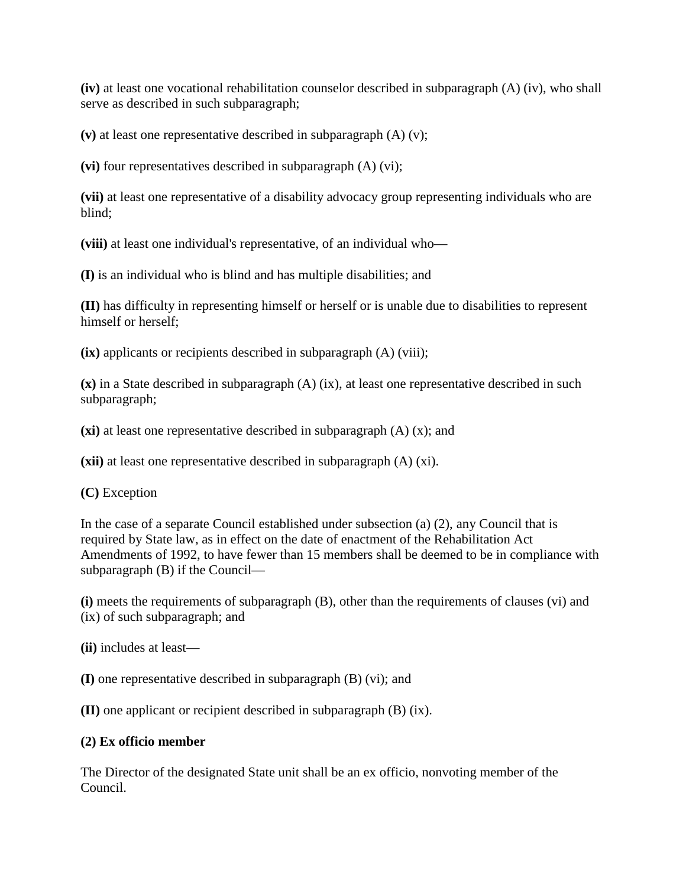**(iv)** at least one vocational rehabilitation counselor described in subparagraph (A) (iv), who shall serve as described in such subparagraph;

**(v)** at least one representative described in subparagraph (A) (v);

**(vi)** four representatives described in subparagraph (A) (vi);

**(vii)** at least one representative of a disability advocacy group representing individuals who are blind;

**(viii)** at least one individual's representative, of an individual who—

**(I)** is an individual who is blind and has multiple disabilities; and

**(II)** has difficulty in representing himself or herself or is unable due to disabilities to represent himself or herself;

**(ix)** applicants or recipients described in subparagraph (A) (viii);

**(x)** in a State described in subparagraph (A) (ix), at least one representative described in such subparagraph;

**(xi)** at least one representative described in subparagraph (A) (x); and

**(xii)** at least one representative described in subparagraph (A) (xi).

**(C)** Exception

In the case of a separate Council established under subsection (a) (2), any Council that is required by State law, as in effect on the date of enactment of the Rehabilitation Act Amendments of 1992, to have fewer than 15 members shall be deemed to be in compliance with subparagraph (B) if the Council—

**(i)** meets the requirements of subparagraph (B), other than the requirements of clauses (vi) and (ix) of such subparagraph; and

**(ii)** includes at least—

**(I)** one representative described in subparagraph (B) (vi); and

**(II)** one applicant or recipient described in subparagraph (B) (ix).

**(2) Ex officio member**

The Director of the designated State unit shall be an ex officio, nonvoting member of the Council.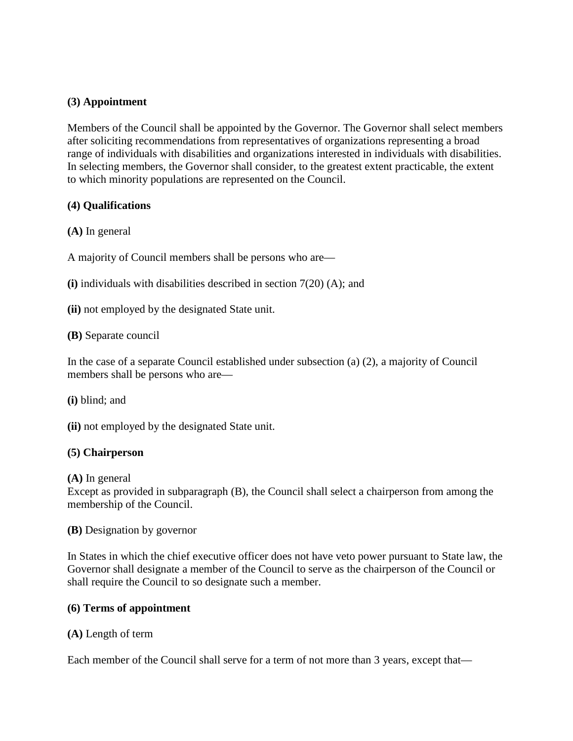**(3) Appointment**

Members of the Council shall be appointed by the Governor. The Governor shall select members after soliciting recommendations from representatives of organizations representing a broad range of individuals with disabilities and organizations interested in individuals with disabilities. In selecting members, the Governor shall consider, to the greatest extent practicable, the extent to which minority populations are represented on the Council.

**(4) Qualifications**

**(A)** In general

A majority of Council members shall be persons who are—

**(i)** individuals with disabilities described in section 7(20) (A); and

**(ii)** not employed by the designated State unit.

**(B)** Separate council

In the case of a separate Council established under subsection (a) (2), a majority of Council members shall be persons who are—

**(i)** blind; and

**(ii)** not employed by the designated State unit.

**(5) Chairperson**

**(A)** In general
Except as provided in subparagraph (B), the Council shall select a chairperson from among the membership of the Council.

**(B)** Designation by governor

In States in which the chief executive officer does not have veto power pursuant to State law, the Governor shall designate a member of the Council to serve as the chairperson of the Council or shall require the Council to so designate such a member.

**(6) Terms of appointment**

**(A)** Length of term

Each member of the Council shall serve for a term of not more than 3 years, except that—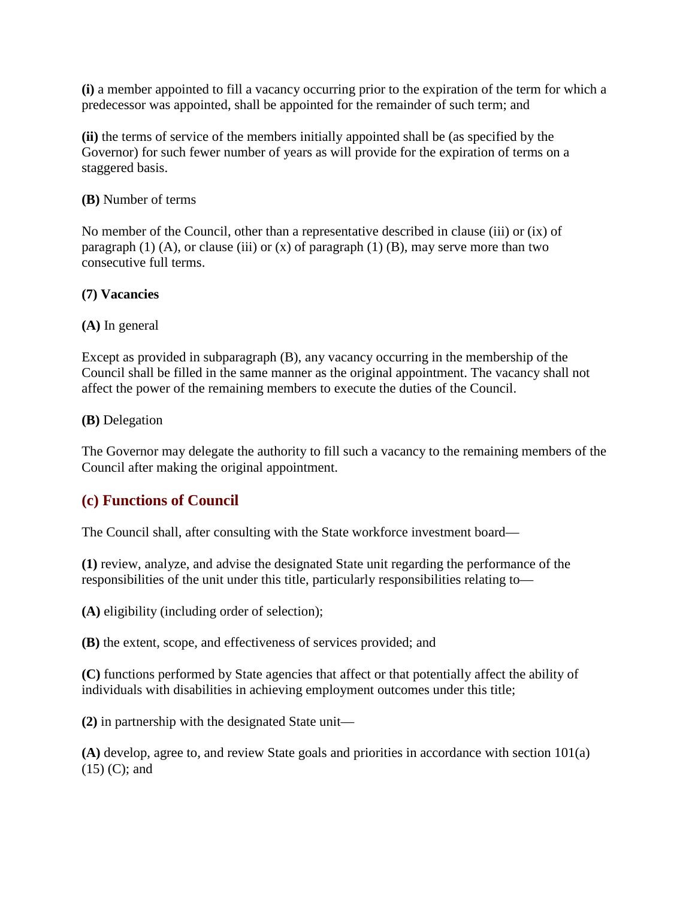**(i)** a member appointed to fill a vacancy occurring prior to the expiration of the term for which a predecessor was appointed, shall be appointed for the remainder of such term; and

**(ii)** the terms of service of the members initially appointed shall be (as specified by the Governor) for such fewer number of years as will provide for the expiration of terms on a staggered basis.

**(B)** Number of terms

No member of the Council, other than a representative described in clause (iii) or (ix) of paragraph (1) (A), or clause (iii) or (x) of paragraph (1) (B), may serve more than two consecutive full terms.

**(7) Vacancies**

**(A)** In general

Except as provided in subparagraph (B), any vacancy occurring in the membership of the Council shall be filled in the same manner as the original appointment. The vacancy shall not affect the power of the remaining members to execute the duties of the Council.

**(B)** Delegation

The Governor may delegate the authority to fill such a vacancy to the remaining members of the Council after making the original appointment.

## (c) Functions of Council

The Council shall, after consulting with the State workforce investment board—

**(1)** review, analyze, and advise the designated State unit regarding the performance of the responsibilities of the unit under this title, particularly responsibilities relating to—

**(A)** eligibility (including order of selection);

**(B)** the extent, scope, and effectiveness of services provided; and

**(C)** functions performed by State agencies that affect or that potentially affect the ability of individuals with disabilities in achieving employment outcomes under this title;

**(2)** in partnership with the designated State unit—

**(A)** develop, agree to, and review State goals and priorities in accordance with section 101(a) (15) (C); and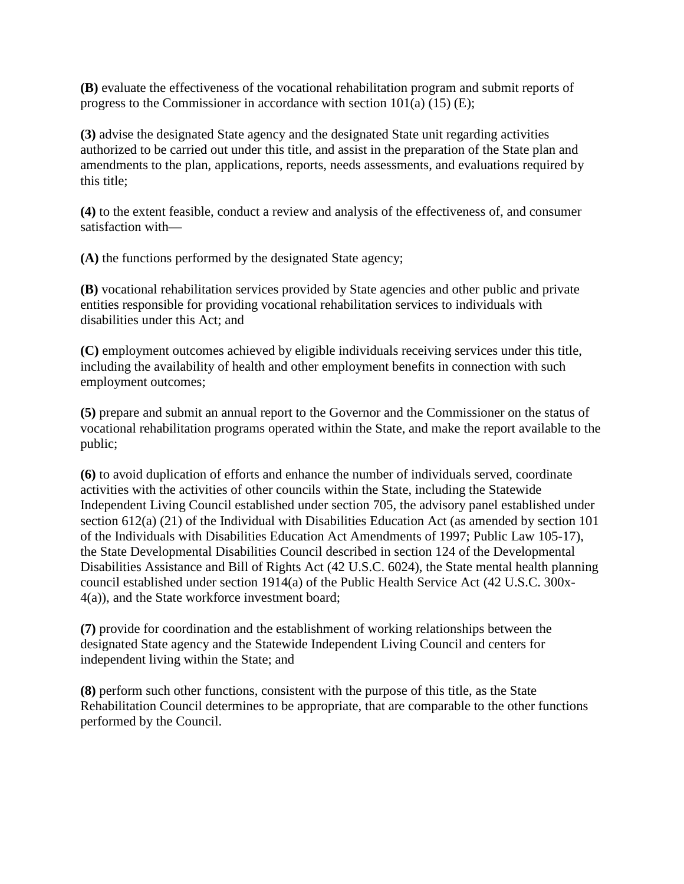**(B)** evaluate the effectiveness of the vocational rehabilitation program and submit reports of progress to the Commissioner in accordance with section 101(a) (15) (E);

**(3)** advise the designated State agency and the designated State unit regarding activities authorized to be carried out under this title, and assist in the preparation of the State plan and amendments to the plan, applications, reports, needs assessments, and evaluations required by this title;

**(4)** to the extent feasible, conduct a review and analysis of the effectiveness of, and consumer satisfaction with—

**(A)** the functions performed by the designated State agency;

**(B)** vocational rehabilitation services provided by State agencies and other public and private entities responsible for providing vocational rehabilitation services to individuals with disabilities under this Act; and

**(C)** employment outcomes achieved by eligible individuals receiving services under this title, including the availability of health and other employment benefits in connection with such employment outcomes;

**(5)** prepare and submit an annual report to the Governor and the Commissioner on the status of vocational rehabilitation programs operated within the State, and make the report available to the public;

**(6)** to avoid duplication of efforts and enhance the number of individuals served, coordinate activities with the activities of other councils within the State, including the Statewide Independent Living Council established under section 705, the advisory panel established under section 612(a) (21) of the Individual with Disabilities Education Act (as amended by section 101 of the Individuals with Disabilities Education Act Amendments of 1997; Public Law 105-17), the State Developmental Disabilities Council described in section 124 of the Developmental Disabilities Assistance and Bill of Rights Act (42 U.S.C. 6024), the State mental health planning council established under section 1914(a) of the Public Health Service Act (42 U.S.C. 300x-4(a)), and the State workforce investment board;

**(7)** provide for coordination and the establishment of working relationships between the designated State agency and the Statewide Independent Living Council and centers for independent living within the State; and

**(8)** perform such other functions, consistent with the purpose of this title, as the State Rehabilitation Council determines to be appropriate, that are comparable to the other functions performed by the Council.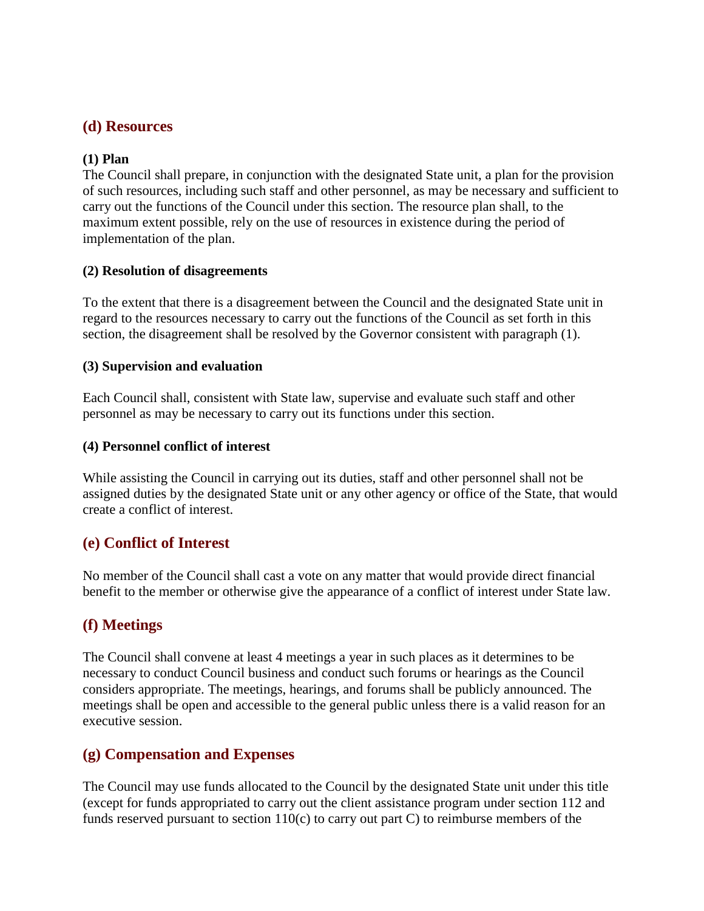## (d) Resources

**(1) Plan**
The Council shall prepare, in conjunction with the designated State unit, a plan for the provision of such resources, including such staff and other personnel, as may be necessary and sufficient to carry out the functions of the Council under this section. The resource plan shall, to the maximum extent possible, rely on the use of resources in existence during the period of implementation of the plan.

**(2) Resolution of disagreements**

To the extent that there is a disagreement between the Council and the designated State unit in regard to the resources necessary to carry out the functions of the Council as set forth in this section, the disagreement shall be resolved by the Governor consistent with paragraph (1).

**(3) Supervision and evaluation**

Each Council shall, consistent with State law, supervise and evaluate such staff and other personnel as may be necessary to carry out its functions under this section.

**(4) Personnel conflict of interest**

While assisting the Council in carrying out its duties, staff and other personnel shall not be assigned duties by the designated State unit or any other agency or office of the State, that would create a conflict of interest.

## (e) Conflict of Interest

No member of the Council shall cast a vote on any matter that would provide direct financial benefit to the member or otherwise give the appearance of a conflict of interest under State law.

## (f) Meetings

The Council shall convene at least 4 meetings a year in such places as it determines to be necessary to conduct Council business and conduct such forums or hearings as the Council considers appropriate. The meetings, hearings, and forums shall be publicly announced. The meetings shall be open and accessible to the general public unless there is a valid reason for an executive session.

## (g) Compensation and Expenses

The Council may use funds allocated to the Council by the designated State unit under this title (except for funds appropriated to carry out the client assistance program under section 112 and funds reserved pursuant to section 110(c) to carry out part C) to reimburse members of the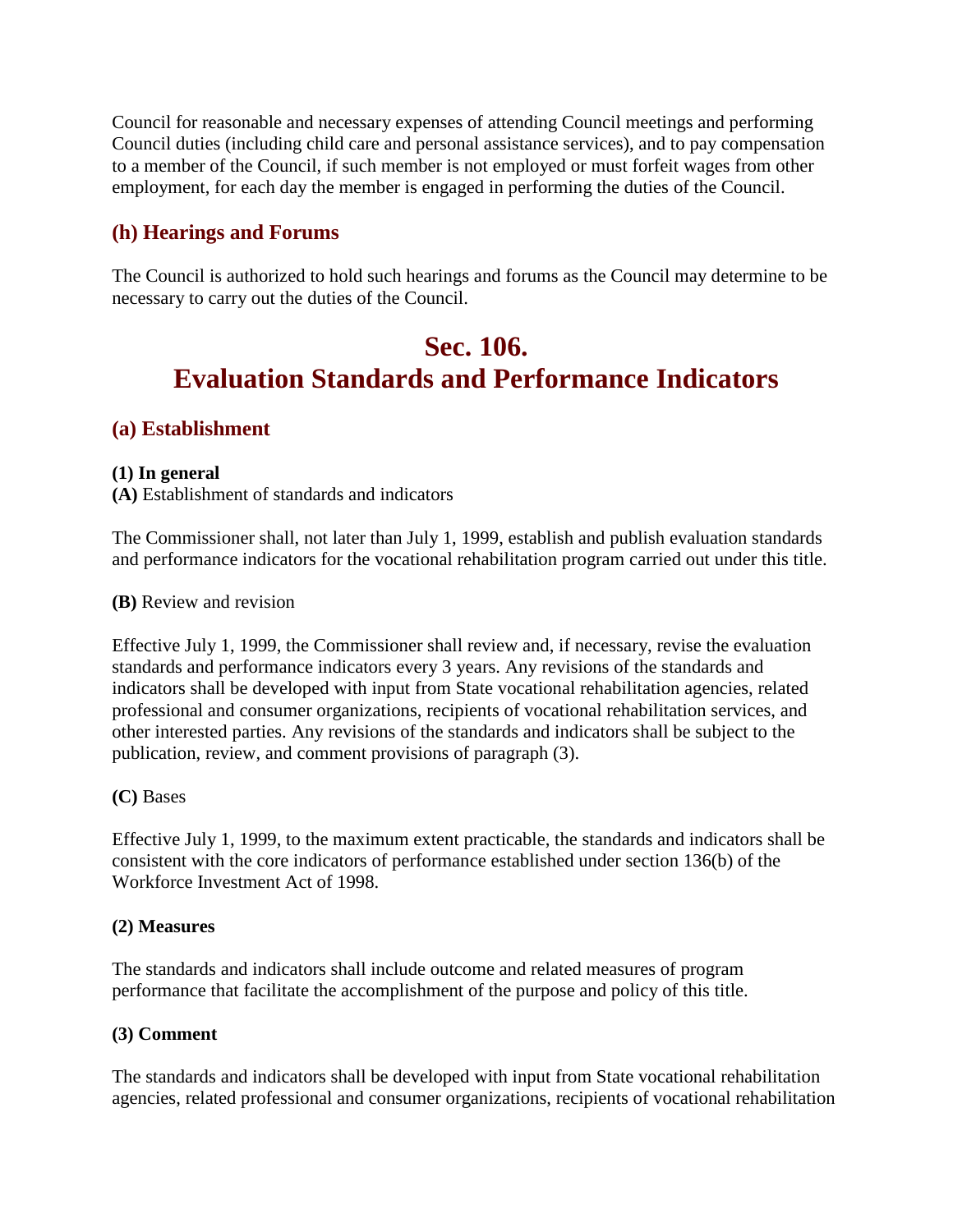Council for reasonable and necessary expenses of attending Council meetings and performing Council duties (including child care and personal assistance services), and to pay compensation to a member of the Council, if such member is not employed or must forfeit wages from other employment, for each day the member is engaged in performing the duties of the Council.

### (h) Hearings and Forums

The Council is authorized to hold such hearings and forums as the Council may determine to be necessary to carry out the duties of the Council.

## Sec. 106.
## Evaluation Standards and Performance Indicators

### (a) Establishment

**(1) In general**
**(A)** Establishment of standards and indicators

The Commissioner shall, not later than July 1, 1999, establish and publish evaluation standards and performance indicators for the vocational rehabilitation program carried out under this title.

**(B)** Review and revision

Effective July 1, 1999, the Commissioner shall review and, if necessary, revise the evaluation standards and performance indicators every 3 years. Any revisions of the standards and indicators shall be developed with input from State vocational rehabilitation agencies, related professional and consumer organizations, recipients of vocational rehabilitation services, and other interested parties. Any revisions of the standards and indicators shall be subject to the publication, review, and comment provisions of paragraph (3).

**(C)** Bases

Effective July 1, 1999, to the maximum extent practicable, the standards and indicators shall be consistent with the core indicators of performance established under section 136(b) of the Workforce Investment Act of 1998.

**(2) Measures**

The standards and indicators shall include outcome and related measures of program performance that facilitate the accomplishment of the purpose and policy of this title.

**(3) Comment**

The standards and indicators shall be developed with input from State vocational rehabilitation agencies, related professional and consumer organizations, recipients of vocational rehabilitation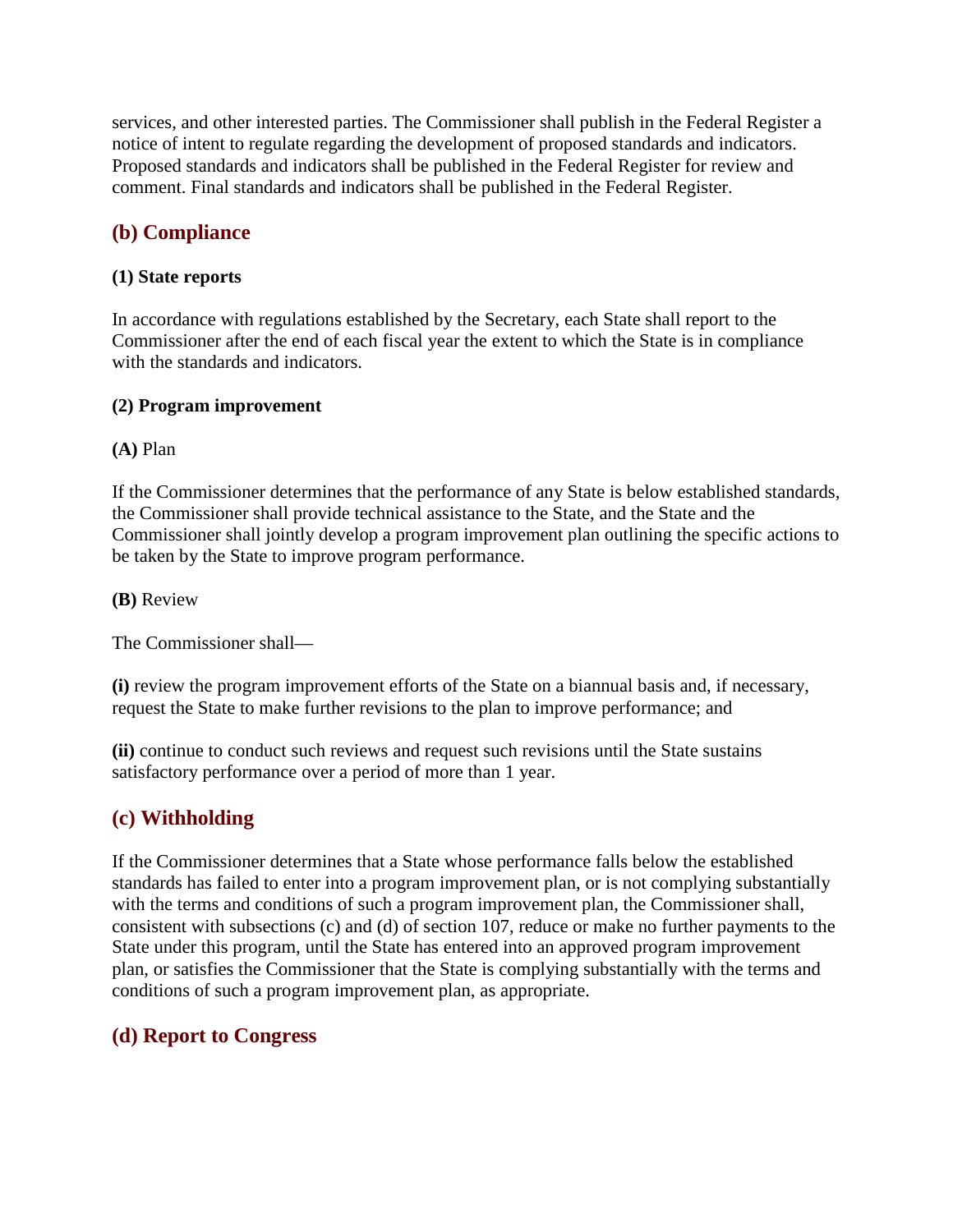services, and other interested parties. The Commissioner shall publish in the Federal Register a notice of intent to regulate regarding the development of proposed standards and indicators. Proposed standards and indicators shall be published in the Federal Register for review and comment. Final standards and indicators shall be published in the Federal Register.

## (b) Compliance

### (1) State reports

In accordance with regulations established by the Secretary, each State shall report to the Commissioner after the end of each fiscal year the extent to which the State is in compliance with the standards and indicators.

### (2) Program improvement

**(A)** Plan

If the Commissioner determines that the performance of any State is below established standards, the Commissioner shall provide technical assistance to the State, and the State and the Commissioner shall jointly develop a program improvement plan outlining the specific actions to be taken by the State to improve program performance.

**(B)** Review

The Commissioner shall—

**(i)** review the program improvement efforts of the State on a biannual basis and, if necessary, request the State to make further revisions to the plan to improve performance; and

**(ii)** continue to conduct such reviews and request such revisions until the State sustains satisfactory performance over a period of more than 1 year.

## (c) Withholding

If the Commissioner determines that a State whose performance falls below the established standards has failed to enter into a program improvement plan, or is not complying substantially with the terms and conditions of such a program improvement plan, the Commissioner shall, consistent with subsections (c) and (d) of section 107, reduce or make no further payments to the State under this program, until the State has entered into an approved program improvement plan, or satisfies the Commissioner that the State is complying substantially with the terms and conditions of such a program improvement plan, as appropriate.

## (d) Report to Congress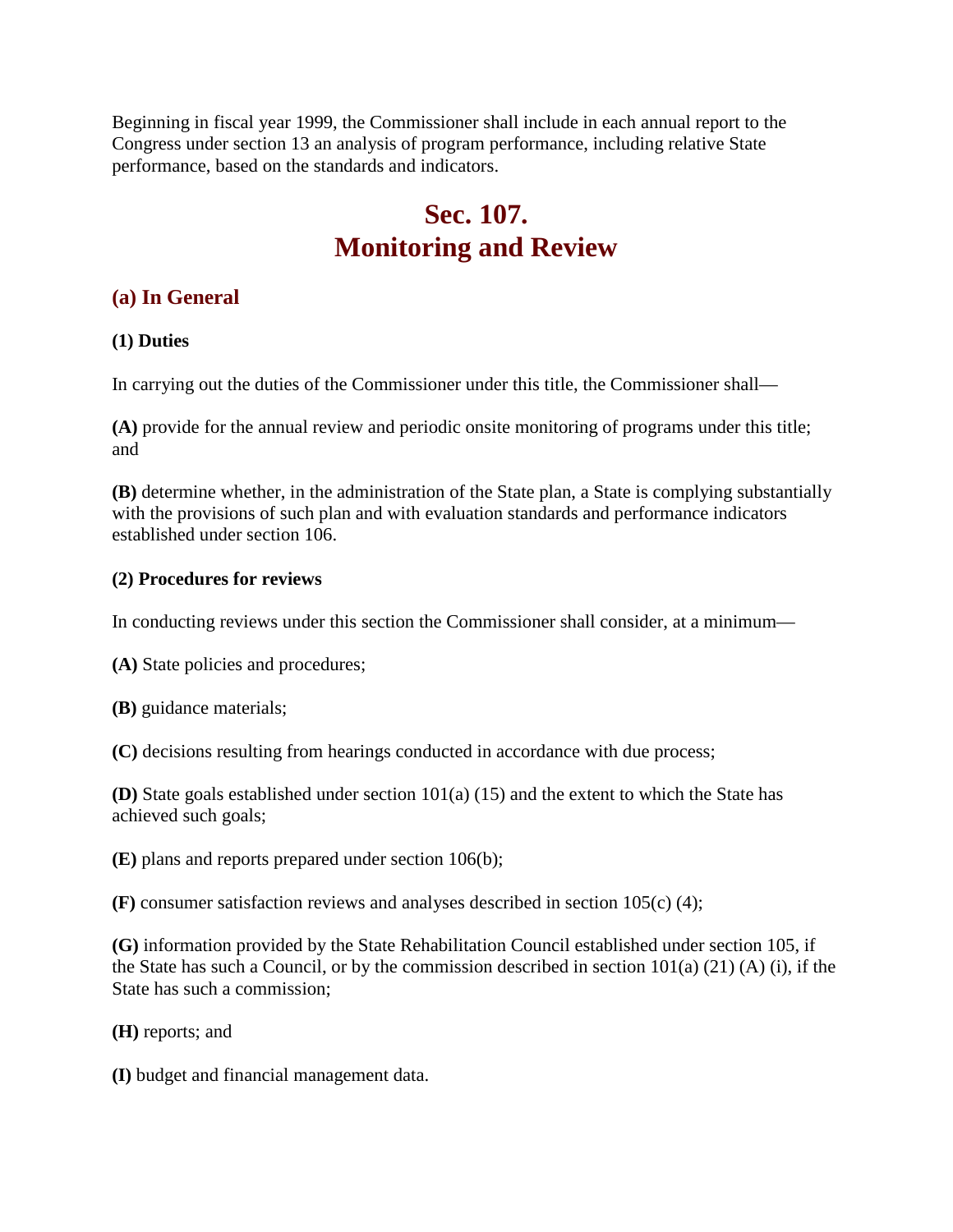Beginning in fiscal year 1999, the Commissioner shall include in each annual report to the Congress under section 13 an analysis of program performance, including relative State performance, based on the standards and indicators.

# Sec. 107. Monitoring and Review

## (a) In General

### (1) Duties

In carrying out the duties of the Commissioner under this title, the Commissioner shall—

**(A)** provide for the annual review and periodic onsite monitoring of programs under this title; and

**(B)** determine whether, in the administration of the State plan, a State is complying substantially with the provisions of such plan and with evaluation standards and performance indicators established under section 106.

### (2) Procedures for reviews

In conducting reviews under this section the Commissioner shall consider, at a minimum—

**(A)** State policies and procedures;

**(B)** guidance materials;

**(C)** decisions resulting from hearings conducted in accordance with due process;

**(D)** State goals established under section 101(a) (15) and the extent to which the State has achieved such goals;

**(E)** plans and reports prepared under section 106(b);

**(F)** consumer satisfaction reviews and analyses described in section 105(c) (4);

**(G)** information provided by the State Rehabilitation Council established under section 105, if the State has such a Council, or by the commission described in section 101(a) (21) (A) (i), if the State has such a commission;

**(H)** reports; and

**(I)** budget and financial management data.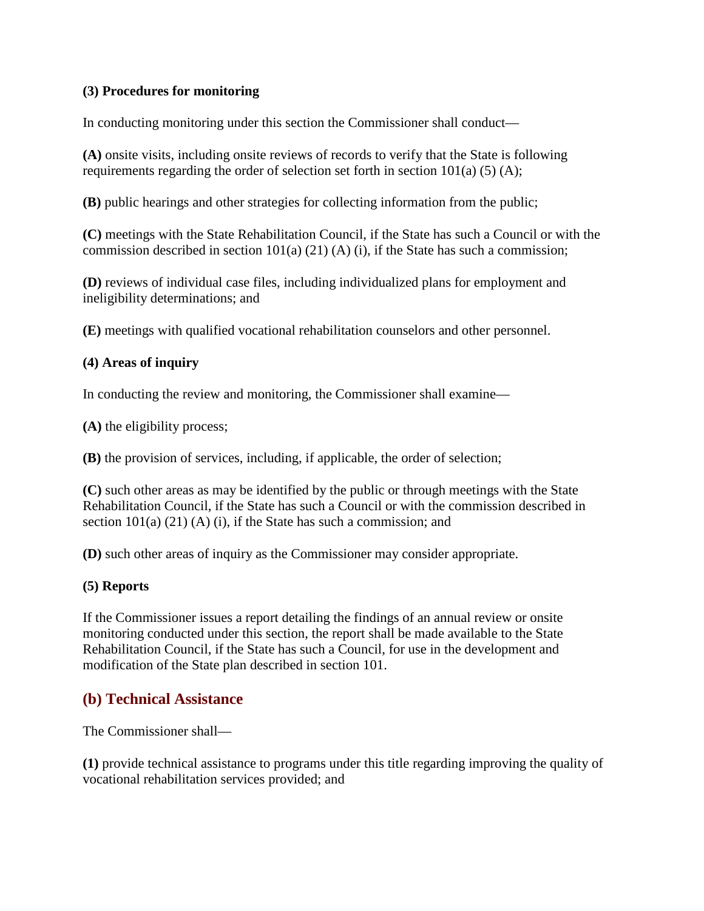**(3) Procedures for monitoring**

In conducting monitoring under this section the Commissioner shall conduct—

**(A)** onsite visits, including onsite reviews of records to verify that the State is following requirements regarding the order of selection set forth in section 101(a) (5) (A);

**(B)** public hearings and other strategies for collecting information from the public;

**(C)** meetings with the State Rehabilitation Council, if the State has such a Council or with the commission described in section 101(a) (21) (A) (i), if the State has such a commission;

**(D)** reviews of individual case files, including individualized plans for employment and ineligibility determinations; and

**(E)** meetings with qualified vocational rehabilitation counselors and other personnel.

**(4) Areas of inquiry**

In conducting the review and monitoring, the Commissioner shall examine—

**(A)** the eligibility process;

**(B)** the provision of services, including, if applicable, the order of selection;

**(C)** such other areas as may be identified by the public or through meetings with the State Rehabilitation Council, if the State has such a Council or with the commission described in section 101(a) (21) (A) (i), if the State has such a commission; and

**(D)** such other areas of inquiry as the Commissioner may consider appropriate.

**(5) Reports**

If the Commissioner issues a report detailing the findings of an annual review or onsite monitoring conducted under this section, the report shall be made available to the State Rehabilitation Council, if the State has such a Council, for use in the development and modification of the State plan described in section 101.

## (b) Technical Assistance

The Commissioner shall—

**(1)** provide technical assistance to programs under this title regarding improving the quality of vocational rehabilitation services provided; and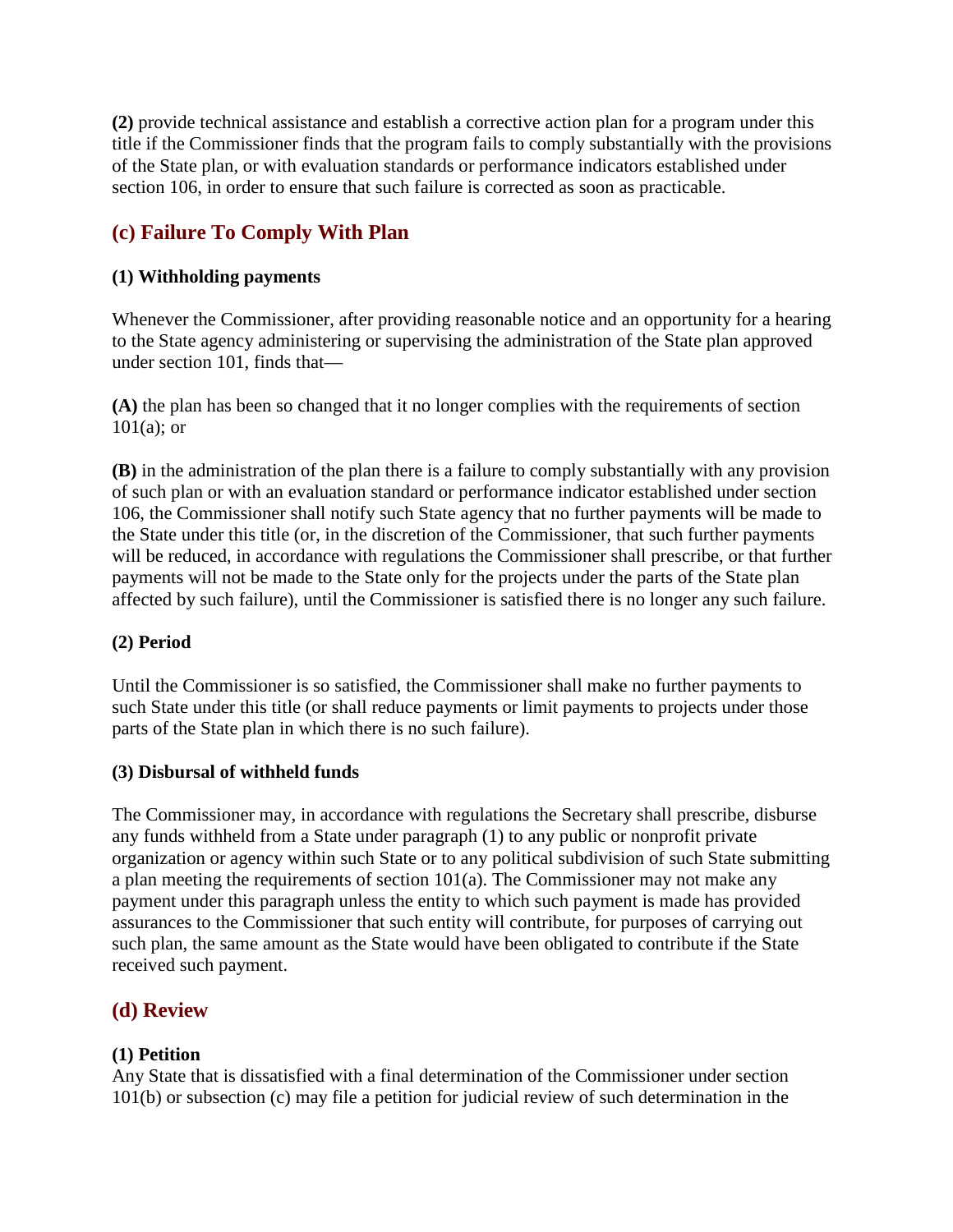**(2)** provide technical assistance and establish a corrective action plan for a program under this title if the Commissioner finds that the program fails to comply substantially with the provisions of the State plan, or with evaluation standards or performance indicators established under section 106, in order to ensure that such failure is corrected as soon as practicable.

## (c) Failure To Comply With Plan

### (1) Withholding payments

Whenever the Commissioner, after providing reasonable notice and an opportunity for a hearing to the State agency administering or supervising the administration of the State plan approved under section 101, finds that—

**(A)** the plan has been so changed that it no longer complies with the requirements of section 101(a); or

**(B)** in the administration of the plan there is a failure to comply substantially with any provision of such plan or with an evaluation standard or performance indicator established under section 106, the Commissioner shall notify such State agency that no further payments will be made to the State under this title (or, in the discretion of the Commissioner, that such further payments will be reduced, in accordance with regulations the Commissioner shall prescribe, or that further payments will not be made to the State only for the projects under the parts of the State plan affected by such failure), until the Commissioner is satisfied there is no longer any such failure.

### (2) Period

Until the Commissioner is so satisfied, the Commissioner shall make no further payments to such State under this title (or shall reduce payments or limit payments to projects under those parts of the State plan in which there is no such failure).

### (3) Disbursal of withheld funds

The Commissioner may, in accordance with regulations the Secretary shall prescribe, disburse any funds withheld from a State under paragraph (1) to any public or nonprofit private organization or agency within such State or to any political subdivision of such State submitting a plan meeting the requirements of section 101(a). The Commissioner may not make any payment under this paragraph unless the entity to which such payment is made has provided assurances to the Commissioner that such entity will contribute, for purposes of carrying out such plan, the same amount as the State would have been obligated to contribute if the State received such payment.

## (d) Review

### (1) Petition

Any State that is dissatisfied with a final determination of the Commissioner under section 101(b) or subsection (c) may file a petition for judicial review of such determination in the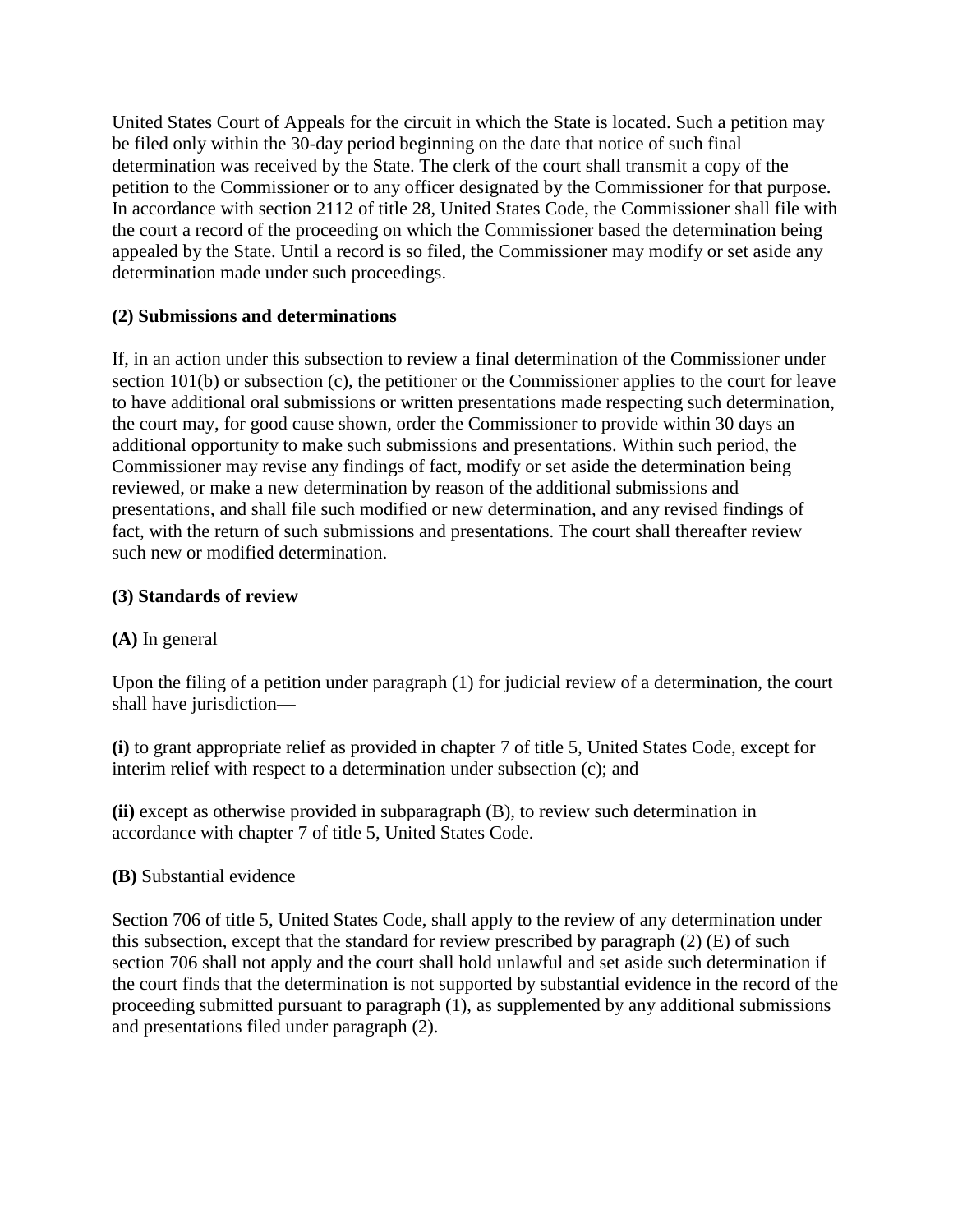United States Court of Appeals for the circuit in which the State is located. Such a petition may be filed only within the 30-day period beginning on the date that notice of such final determination was received by the State. The clerk of the court shall transmit a copy of the petition to the Commissioner or to any officer designated by the Commissioner for that purpose. In accordance with section 2112 of title 28, United States Code, the Commissioner shall file with the court a record of the proceeding on which the Commissioner based the determination being appealed by the State. Until a record is so filed, the Commissioner may modify or set aside any determination made under such proceedings.

**(2) Submissions and determinations**

If, in an action under this subsection to review a final determination of the Commissioner under section 101(b) or subsection (c), the petitioner or the Commissioner applies to the court for leave to have additional oral submissions or written presentations made respecting such determination, the court may, for good cause shown, order the Commissioner to provide within 30 days an additional opportunity to make such submissions and presentations. Within such period, the Commissioner may revise any findings of fact, modify or set aside the determination being reviewed, or make a new determination by reason of the additional submissions and presentations, and shall file such modified or new determination, and any revised findings of fact, with the return of such submissions and presentations. The court shall thereafter review such new or modified determination.

**(3) Standards of review**

**(A)** In general

Upon the filing of a petition under paragraph (1) for judicial review of a determination, the court shall have jurisdiction—

**(i)** to grant appropriate relief as provided in chapter 7 of title 5, United States Code, except for interim relief with respect to a determination under subsection (c); and

**(ii)** except as otherwise provided in subparagraph (B), to review such determination in accordance with chapter 7 of title 5, United States Code.

**(B)** Substantial evidence

Section 706 of title 5, United States Code, shall apply to the review of any determination under this subsection, except that the standard for review prescribed by paragraph (2) (E) of such section 706 shall not apply and the court shall hold unlawful and set aside such determination if the court finds that the determination is not supported by substantial evidence in the record of the proceeding submitted pursuant to paragraph (1), as supplemented by any additional submissions and presentations filed under paragraph (2).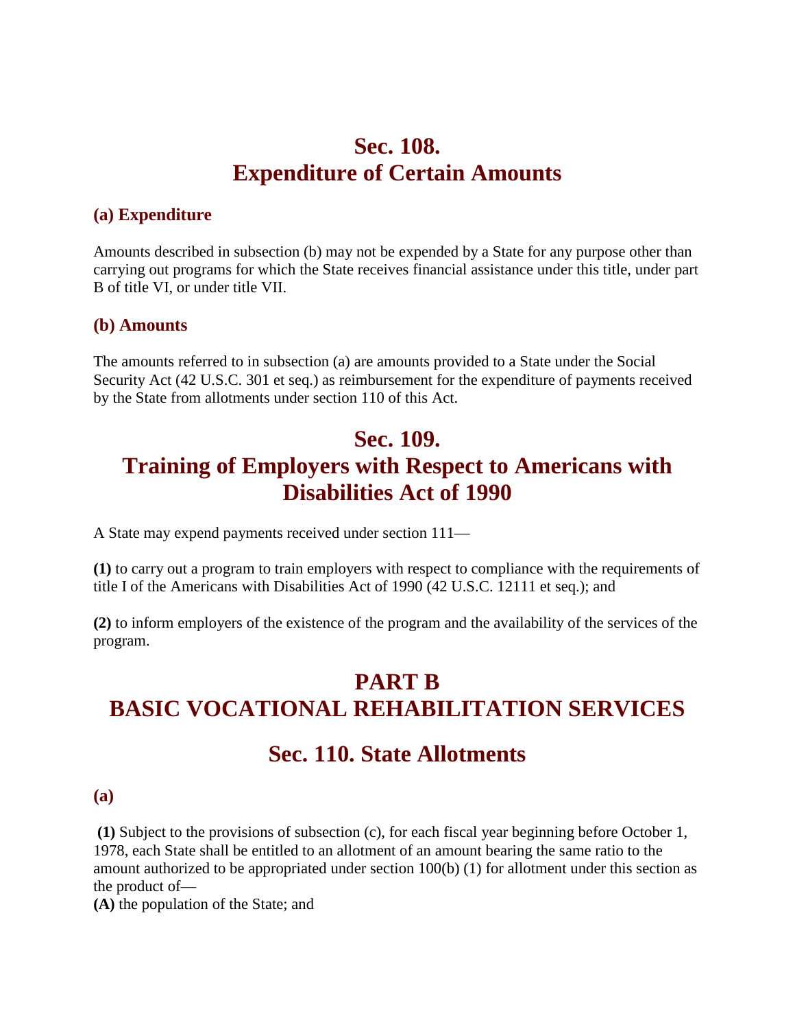## Sec. 108. Expenditure of Certain Amounts

### (a) Expenditure

Amounts described in subsection (b) may not be expended by a State for any purpose other than carrying out programs for which the State receives financial assistance under this title, under part B of title VI, or under title VII.

### (b) Amounts

The amounts referred to in subsection (a) are amounts provided to a State under the Social Security Act (42 U.S.C. 301 et seq.) as reimbursement for the expenditure of payments received by the State from allotments under section 110 of this Act.

## Sec. 109. Training of Employers with Respect to Americans with Disabilities Act of 1990

A State may expend payments received under section 111—

**(1)** to carry out a program to train employers with respect to compliance with the requirements of title I of the Americans with Disabilities Act of 1990 (42 U.S.C. 12111 et seq.); and

**(2)** to inform employers of the existence of the program and the availability of the services of the program.

# PART B BASIC VOCATIONAL REHABILITATION SERVICES

## Sec. 110. State Allotments

### (a)

**(1)** Subject to the provisions of subsection (c), for each fiscal year beginning before October 1, 1978, each State shall be entitled to an allotment of an amount bearing the same ratio to the amount authorized to be appropriated under section 100(b) (1) for allotment under this section as the product of—
**(A)** the population of the State; and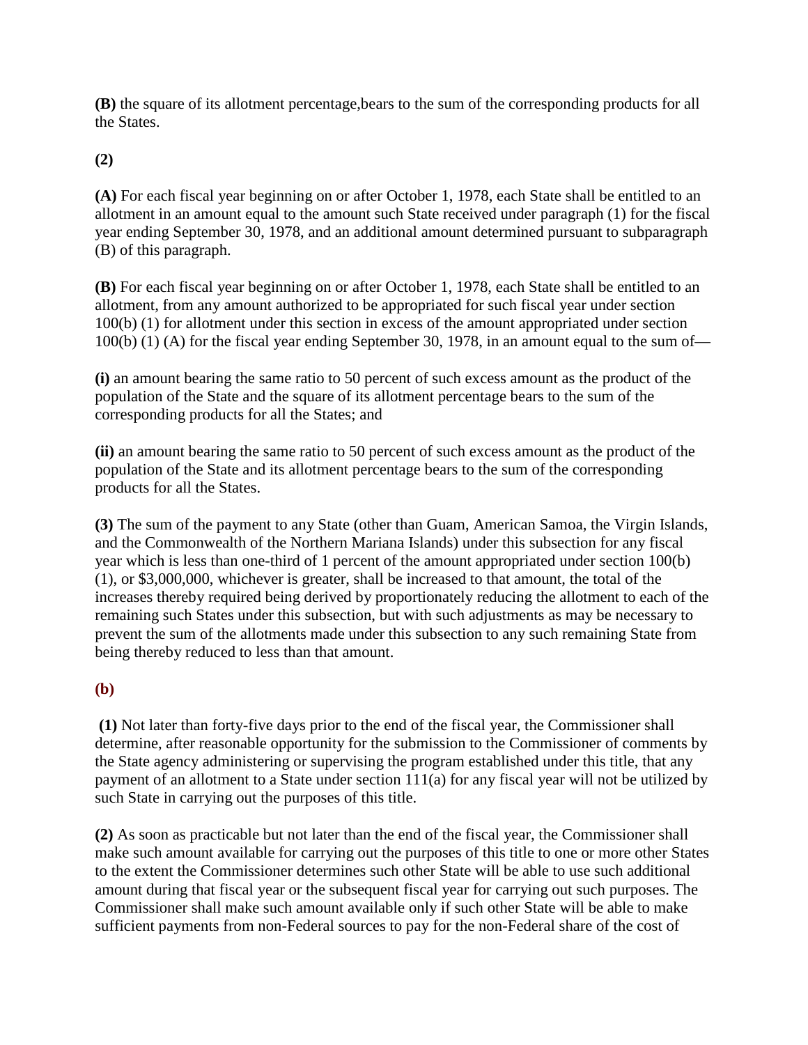**(B)** the square of its allotment percentage,bears to the sum of the corresponding products for all the States.

**(2)**

**(A)** For each fiscal year beginning on or after October 1, 1978, each State shall be entitled to an allotment in an amount equal to the amount such State received under paragraph (1) for the fiscal year ending September 30, 1978, and an additional amount determined pursuant to subparagraph (B) of this paragraph.

**(B)** For each fiscal year beginning on or after October 1, 1978, each State shall be entitled to an allotment, from any amount authorized to be appropriated for such fiscal year under section 100(b) (1) for allotment under this section in excess of the amount appropriated under section 100(b) (1) (A) for the fiscal year ending September 30, 1978, in an amount equal to the sum of—

**(i)** an amount bearing the same ratio to 50 percent of such excess amount as the product of the population of the State and the square of its allotment percentage bears to the sum of the corresponding products for all the States; and

**(ii)** an amount bearing the same ratio to 50 percent of such excess amount as the product of the population of the State and its allotment percentage bears to the sum of the corresponding products for all the States.

**(3)** The sum of the payment to any State (other than Guam, American Samoa, the Virgin Islands, and the Commonwealth of the Northern Mariana Islands) under this subsection for any fiscal year which is less than one-third of 1 percent of the amount appropriated under section 100(b) (1), or $3,000,000, whichever is greater, shall be increased to that amount, the total of the increases thereby required being derived by proportionately reducing the allotment to each of the remaining such States under this subsection, but with such adjustments as may be necessary to prevent the sum of the allotments made under this subsection to any such remaining State from being thereby reduced to less than that amount.

**(b)**

**(1)** Not later than forty-five days prior to the end of the fiscal year, the Commissioner shall determine, after reasonable opportunity for the submission to the Commissioner of comments by the State agency administering or supervising the program established under this title, that any payment of an allotment to a State under section 111(a) for any fiscal year will not be utilized by such State in carrying out the purposes of this title.

**(2)** As soon as practicable but not later than the end of the fiscal year, the Commissioner shall make such amount available for carrying out the purposes of this title to one or more other States to the extent the Commissioner determines such other State will be able to use such additional amount during that fiscal year or the subsequent fiscal year for carrying out such purposes. The Commissioner shall make such amount available only if such other State will be able to make sufficient payments from non-Federal sources to pay for the non-Federal share of the cost of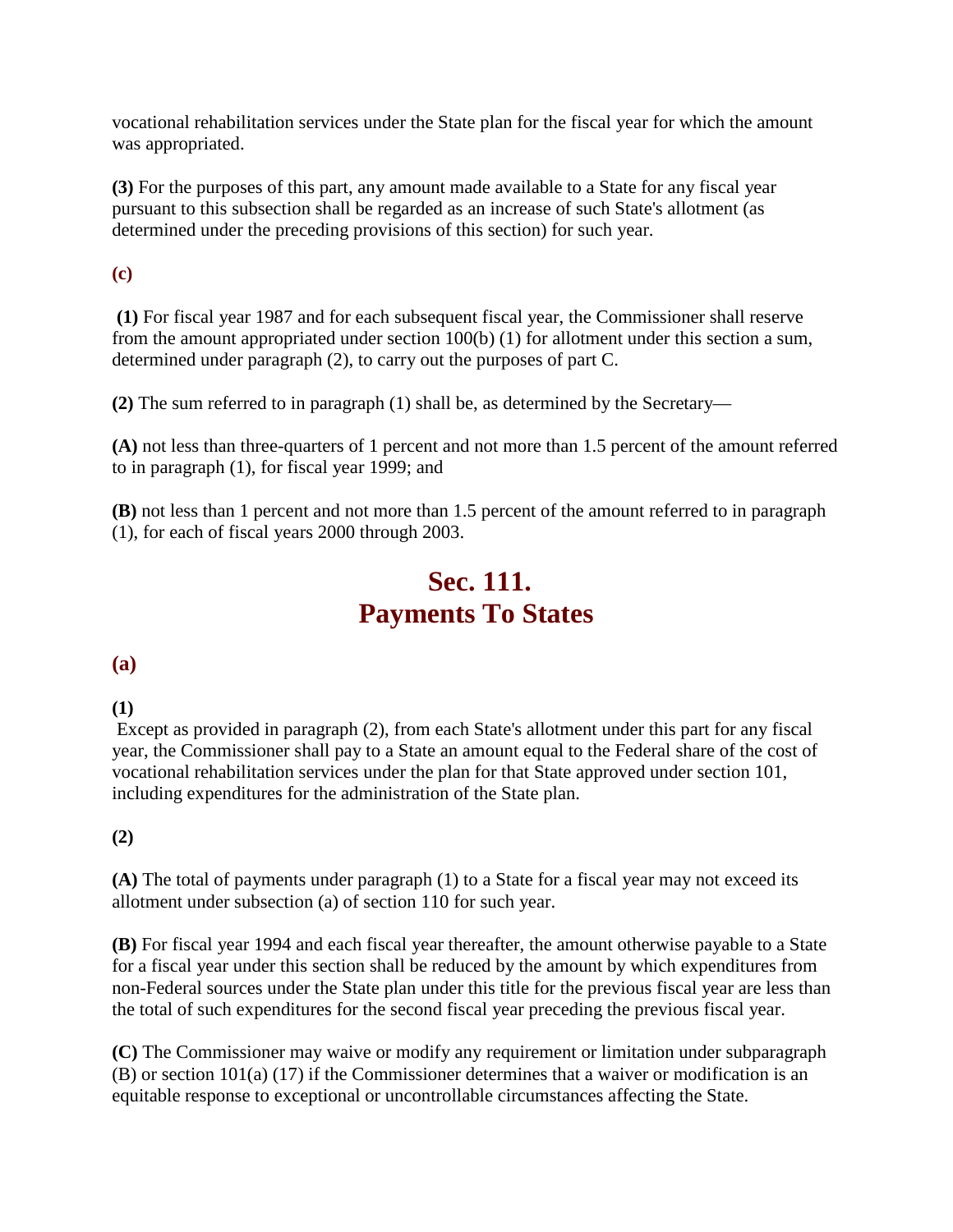vocational rehabilitation services under the State plan for the fiscal year for which the amount was appropriated.

**(3)** For the purposes of this part, any amount made available to a State for any fiscal year pursuant to this subsection shall be regarded as an increase of such State's allotment (as determined under the preceding provisions of this section) for such year.

**(c)**

**(1)** For fiscal year 1987 and for each subsequent fiscal year, the Commissioner shall reserve from the amount appropriated under section 100(b) (1) for allotment under this section a sum, determined under paragraph (2), to carry out the purposes of part C.

**(2)** The sum referred to in paragraph (1) shall be, as determined by the Secretary—

**(A)** not less than three-quarters of 1 percent and not more than 1.5 percent of the amount referred to in paragraph (1), for fiscal year 1999; and

**(B)** not less than 1 percent and not more than 1.5 percent of the amount referred to in paragraph (1), for each of fiscal years 2000 through 2003.

## Sec. 111.
## Payments To States

### (a)

**(1)**

Except as provided in paragraph (2), from each State's allotment under this part for any fiscal year, the Commissioner shall pay to a State an amount equal to the Federal share of the cost of vocational rehabilitation services under the plan for that State approved under section 101, including expenditures for the administration of the State plan.

**(2)**

**(A)** The total of payments under paragraph (1) to a State for a fiscal year may not exceed its allotment under subsection (a) of section 110 for such year.

**(B)** For fiscal year 1994 and each fiscal year thereafter, the amount otherwise payable to a State for a fiscal year under this section shall be reduced by the amount by which expenditures from non-Federal sources under the State plan under this title for the previous fiscal year are less than the total of such expenditures for the second fiscal year preceding the previous fiscal year.

**(C)** The Commissioner may waive or modify any requirement or limitation under subparagraph (B) or section 101(a) (17) if the Commissioner determines that a waiver or modification is an equitable response to exceptional or uncontrollable circumstances affecting the State.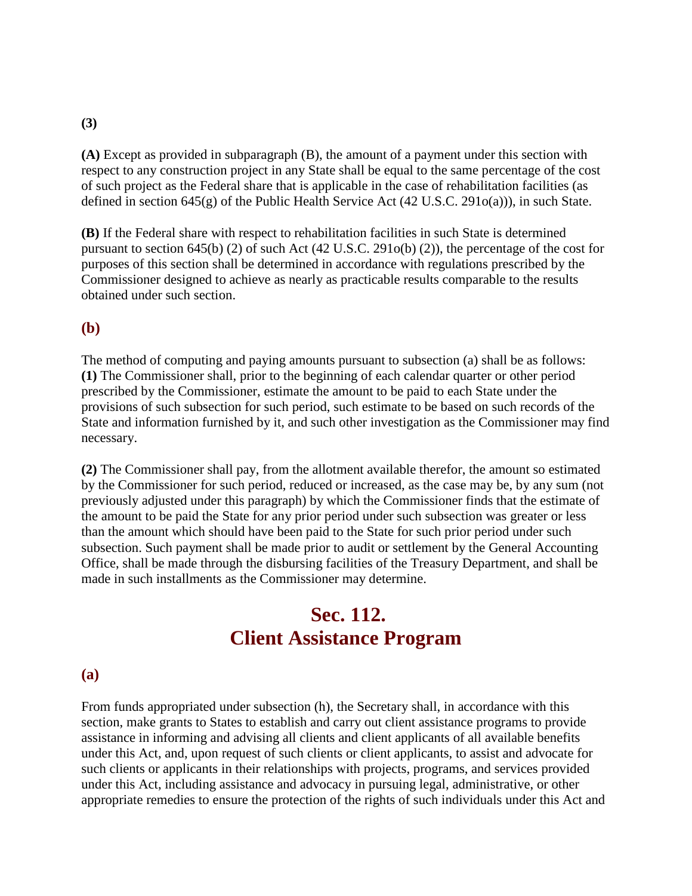**(3)**

**(A)** Except as provided in subparagraph (B), the amount of a payment under this section with respect to any construction project in any State shall be equal to the same percentage of the cost of such project as the Federal share that is applicable in the case of rehabilitation facilities (as defined in section 645(g) of the Public Health Service Act (42 U.S.C. 291o(a))), in such State.

**(B)** If the Federal share with respect to rehabilitation facilities in such State is determined pursuant to section 645(b) (2) of such Act (42 U.S.C. 291o(b) (2)), the percentage of the cost for purposes of this section shall be determined in accordance with regulations prescribed by the Commissioner designed to achieve as nearly as practicable results comparable to the results obtained under such section.

## (b)

The method of computing and paying amounts pursuant to subsection (a) shall be as follows:
**(1)** The Commissioner shall, prior to the beginning of each calendar quarter or other period prescribed by the Commissioner, estimate the amount to be paid to each State under the provisions of such subsection for such period, such estimate to be based on such records of the State and information furnished by it, and such other investigation as the Commissioner may find necessary.

**(2)** The Commissioner shall pay, from the allotment available therefor, the amount so estimated by the Commissioner for such period, reduced or increased, as the case may be, by any sum (not previously adjusted under this paragraph) by which the Commissioner finds that the estimate of the amount to be paid the State for any prior period under such subsection was greater or less than the amount which should have been paid to the State for such prior period under such subsection. Such payment shall be made prior to audit or settlement by the General Accounting Office, shall be made through the disbursing facilities of the Treasury Department, and shall be made in such installments as the Commissioner may determine.

# Sec. 112. Client Assistance Program

## (a)

From funds appropriated under subsection (h), the Secretary shall, in accordance with this section, make grants to States to establish and carry out client assistance programs to provide assistance in informing and advising all clients and client applicants of all available benefits under this Act, and, upon request of such clients or client applicants, to assist and advocate for such clients or applicants in their relationships with projects, programs, and services provided under this Act, including assistance and advocacy in pursuing legal, administrative, or other appropriate remedies to ensure the protection of the rights of such individuals under this Act and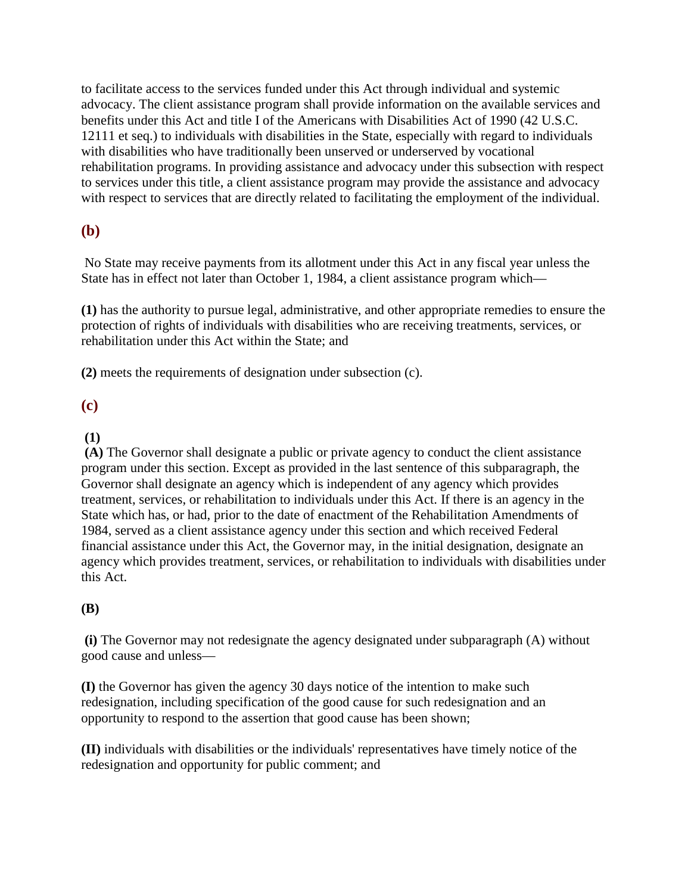to facilitate access to the services funded under this Act through individual and systemic advocacy. The client assistance program shall provide information on the available services and benefits under this Act and title I of the Americans with Disabilities Act of 1990 (42 U.S.C. 12111 et seq.) to individuals with disabilities in the State, especially with regard to individuals with disabilities who have traditionally been unserved or underserved by vocational rehabilitation programs. In providing assistance and advocacy under this subsection with respect to services under this title, a client assistance program may provide the assistance and advocacy with respect to services that are directly related to facilitating the employment of the individual.

### (b)

No State may receive payments from its allotment under this Act in any fiscal year unless the State has in effect not later than October 1, 1984, a client assistance program which—

**(1)** has the authority to pursue legal, administrative, and other appropriate remedies to ensure the protection of rights of individuals with disabilities who are receiving treatments, services, or rehabilitation under this Act within the State; and

**(2)** meets the requirements of designation under subsection (c).

### (c)

**(1)**

**(A)** The Governor shall designate a public or private agency to conduct the client assistance program under this section. Except as provided in the last sentence of this subparagraph, the Governor shall designate an agency which is independent of any agency which provides treatment, services, or rehabilitation to individuals under this Act. If there is an agency in the State which has, or had, prior to the date of enactment of the Rehabilitation Amendments of 1984, served as a client assistance agency under this section and which received Federal financial assistance under this Act, the Governor may, in the initial designation, designate an agency which provides treatment, services, or rehabilitation to individuals with disabilities under this Act.

**(B)**

**(i)** The Governor may not redesignate the agency designated under subparagraph (A) without good cause and unless—

**(I)** the Governor has given the agency 30 days notice of the intention to make such redesignation, including specification of the good cause for such redesignation and an opportunity to respond to the assertion that good cause has been shown;

**(II)** individuals with disabilities or the individuals' representatives have timely notice of the redesignation and opportunity for public comment; and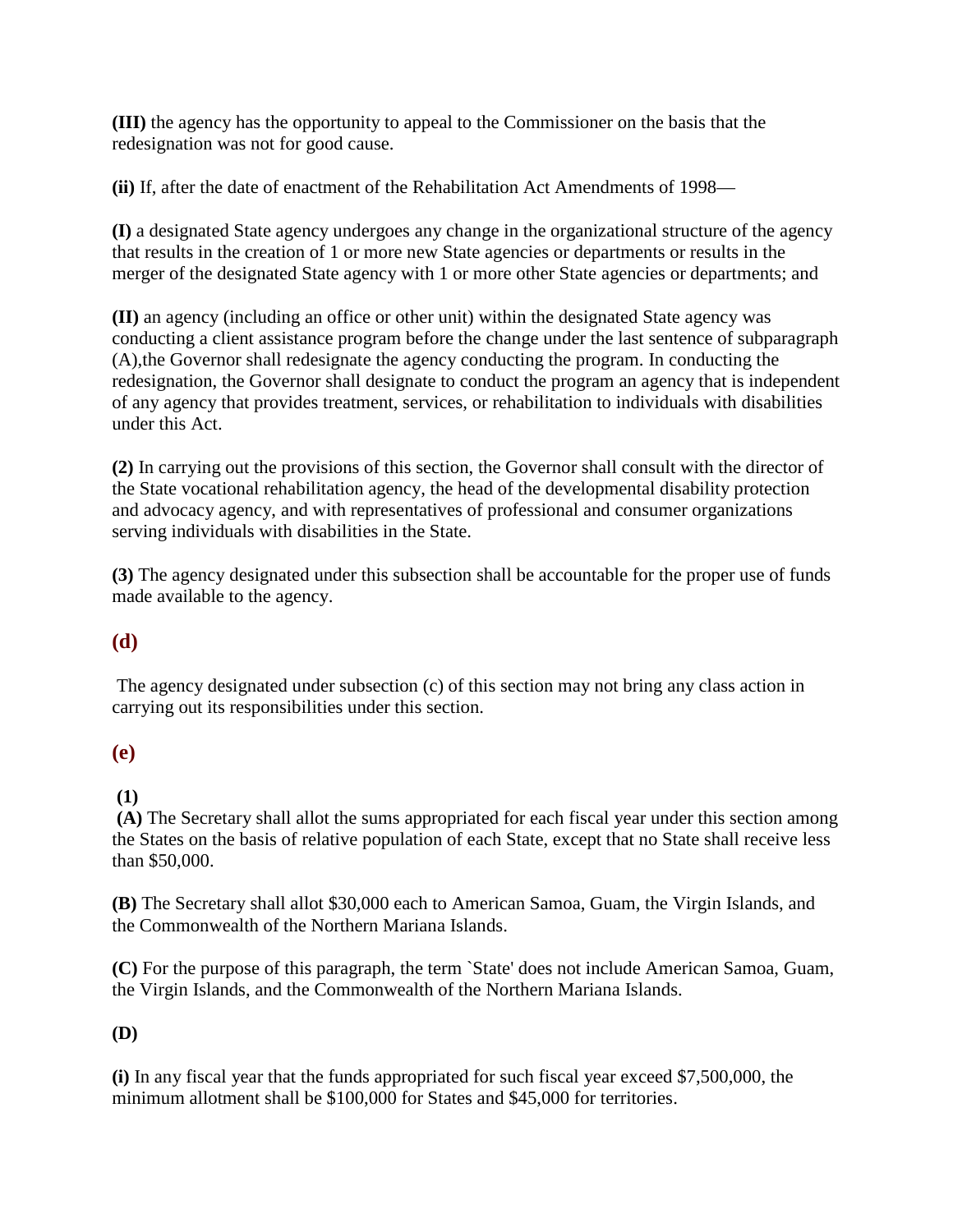**(III)** the agency has the opportunity to appeal to the Commissioner on the basis that the redesignation was not for good cause.

**(ii)** If, after the date of enactment of the Rehabilitation Act Amendments of 1998—

**(I)** a designated State agency undergoes any change in the organizational structure of the agency that results in the creation of 1 or more new State agencies or departments or results in the merger of the designated State agency with 1 or more other State agencies or departments; and

**(II)** an agency (including an office or other unit) within the designated State agency was conducting a client assistance program before the change under the last sentence of subparagraph (A),the Governor shall redesignate the agency conducting the program. In conducting the redesignation, the Governor shall designate to conduct the program an agency that is independent of any agency that provides treatment, services, or rehabilitation to individuals with disabilities under this Act.

**(2)** In carrying out the provisions of this section, the Governor shall consult with the director of the State vocational rehabilitation agency, the head of the developmental disability protection and advocacy agency, and with representatives of professional and consumer organizations serving individuals with disabilities in the State.

**(3)** The agency designated under this subsection shall be accountable for the proper use of funds made available to the agency.

## (d)

The agency designated under subsection (c) of this section may not bring any class action in carrying out its responsibilities under this section.

## (e)

**(1)**

**(A)** The Secretary shall allot the sums appropriated for each fiscal year under this section among the States on the basis of relative population of each State, except that no State shall receive less than $50,000.

**(B)** The Secretary shall allot $30,000 each to American Samoa, Guam, the Virgin Islands, and the Commonwealth of the Northern Mariana Islands.

**(C)** For the purpose of this paragraph, the term `State' does not include American Samoa, Guam, the Virgin Islands, and the Commonwealth of the Northern Mariana Islands.

**(D)**

**(i)** In any fiscal year that the funds appropriated for such fiscal year exceed $7,500,000, the minimum allotment shall be $100,000 for States and $45,000 for territories.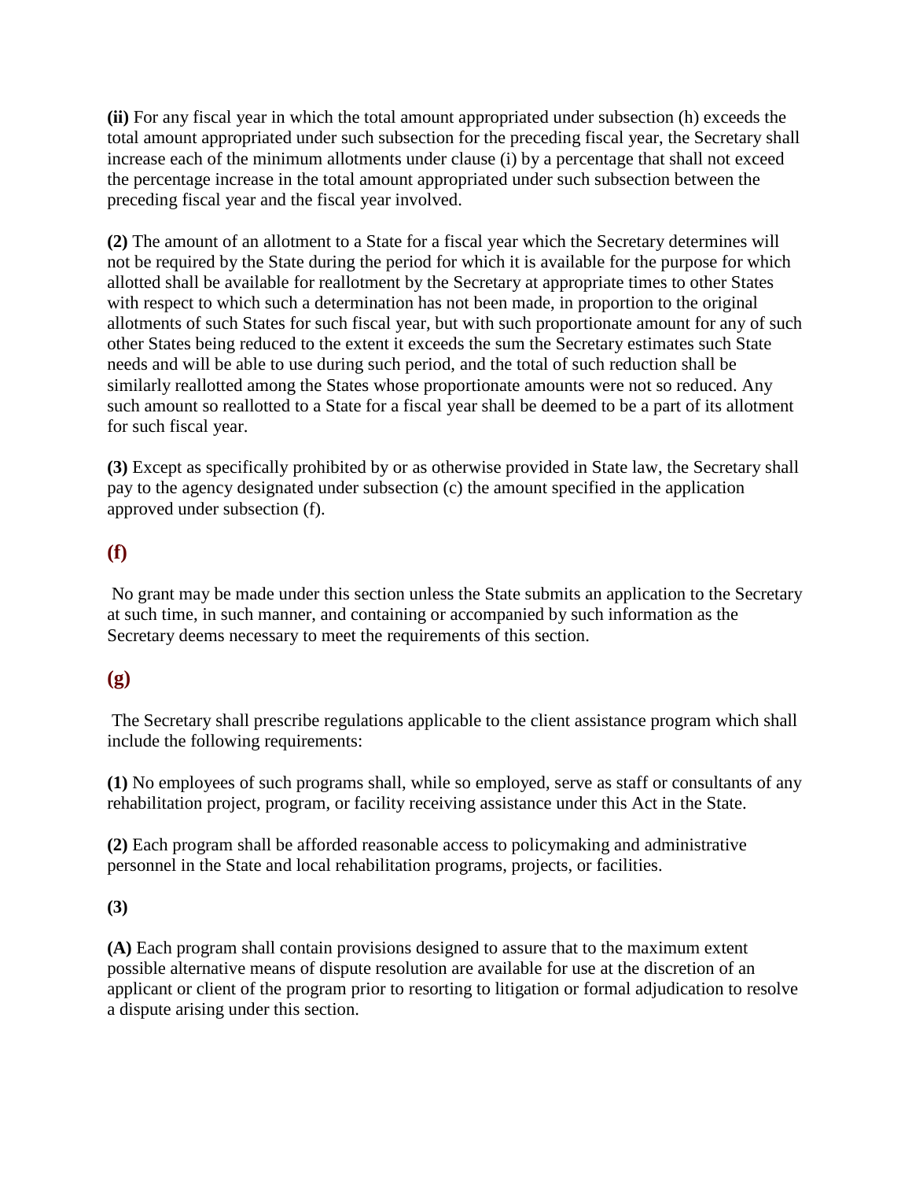**(ii)** For any fiscal year in which the total amount appropriated under subsection (h) exceeds the total amount appropriated under such subsection for the preceding fiscal year, the Secretary shall increase each of the minimum allotments under clause (i) by a percentage that shall not exceed the percentage increase in the total amount appropriated under such subsection between the preceding fiscal year and the fiscal year involved.

**(2)** The amount of an allotment to a State for a fiscal year which the Secretary determines will not be required by the State during the period for which it is available for the purpose for which allotted shall be available for reallotment by the Secretary at appropriate times to other States with respect to which such a determination has not been made, in proportion to the original allotments of such States for such fiscal year, but with such proportionate amount for any of such other States being reduced to the extent it exceeds the sum the Secretary estimates such State needs and will be able to use during such period, and the total of such reduction shall be similarly reallotted among the States whose proportionate amounts were not so reduced. Any such amount so reallotted to a State for a fiscal year shall be deemed to be a part of its allotment for such fiscal year.

**(3)** Except as specifically prohibited by or as otherwise provided in State law, the Secretary shall pay to the agency designated under subsection (c) the amount specified in the application approved under subsection (f).

## (f)

No grant may be made under this section unless the State submits an application to the Secretary at such time, in such manner, and containing or accompanied by such information as the Secretary deems necessary to meet the requirements of this section.

## (g)

The Secretary shall prescribe regulations applicable to the client assistance program which shall include the following requirements:

**(1)** No employees of such programs shall, while so employed, serve as staff or consultants of any rehabilitation project, program, or facility receiving assistance under this Act in the State.

**(2)** Each program shall be afforded reasonable access to policymaking and administrative personnel in the State and local rehabilitation programs, projects, or facilities.

**(3)**

**(A)** Each program shall contain provisions designed to assure that to the maximum extent possible alternative means of dispute resolution are available for use at the discretion of an applicant or client of the program prior to resorting to litigation or formal adjudication to resolve a dispute arising under this section.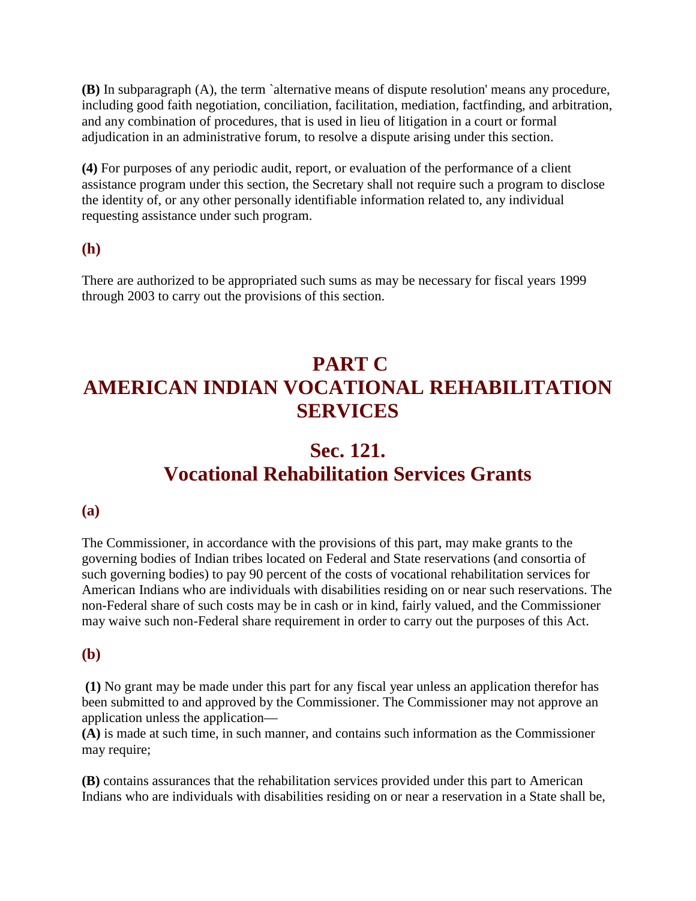**(B)** In subparagraph (A), the term `alternative means of dispute resolution' means any procedure, including good faith negotiation, conciliation, facilitation, mediation, factfinding, and arbitration, and any combination of procedures, that is used in lieu of litigation in a court or formal adjudication in an administrative forum, to resolve a dispute arising under this section.

**(4)** For purposes of any periodic audit, report, or evaluation of the performance of a client assistance program under this section, the Secretary shall not require such a program to disclose the identity of, or any other personally identifiable information related to, any individual requesting assistance under such program.

### (h)

There are authorized to be appropriated such sums as may be necessary for fiscal years 1999 through 2003 to carry out the provisions of this section.

# PART C
# AMERICAN INDIAN VOCATIONAL REHABILITATION SERVICES

## Sec. 121.
## Vocational Rehabilitation Services Grants

### (a)

The Commissioner, in accordance with the provisions of this part, may make grants to the governing bodies of Indian tribes located on Federal and State reservations (and consortia of such governing bodies) to pay 90 percent of the costs of vocational rehabilitation services for American Indians who are individuals with disabilities residing on or near such reservations. The non-Federal share of such costs may be in cash or in kind, fairly valued, and the Commissioner may waive such non-Federal share requirement in order to carry out the purposes of this Act.

### (b)

**(1)** No grant may be made under this part for any fiscal year unless an application therefor has been submitted to and approved by the Commissioner. The Commissioner may not approve an application unless the application—
**(A)** is made at such time, in such manner, and contains such information as the Commissioner may require;

**(B)** contains assurances that the rehabilitation services provided under this part to American Indians who are individuals with disabilities residing on or near a reservation in a State shall be,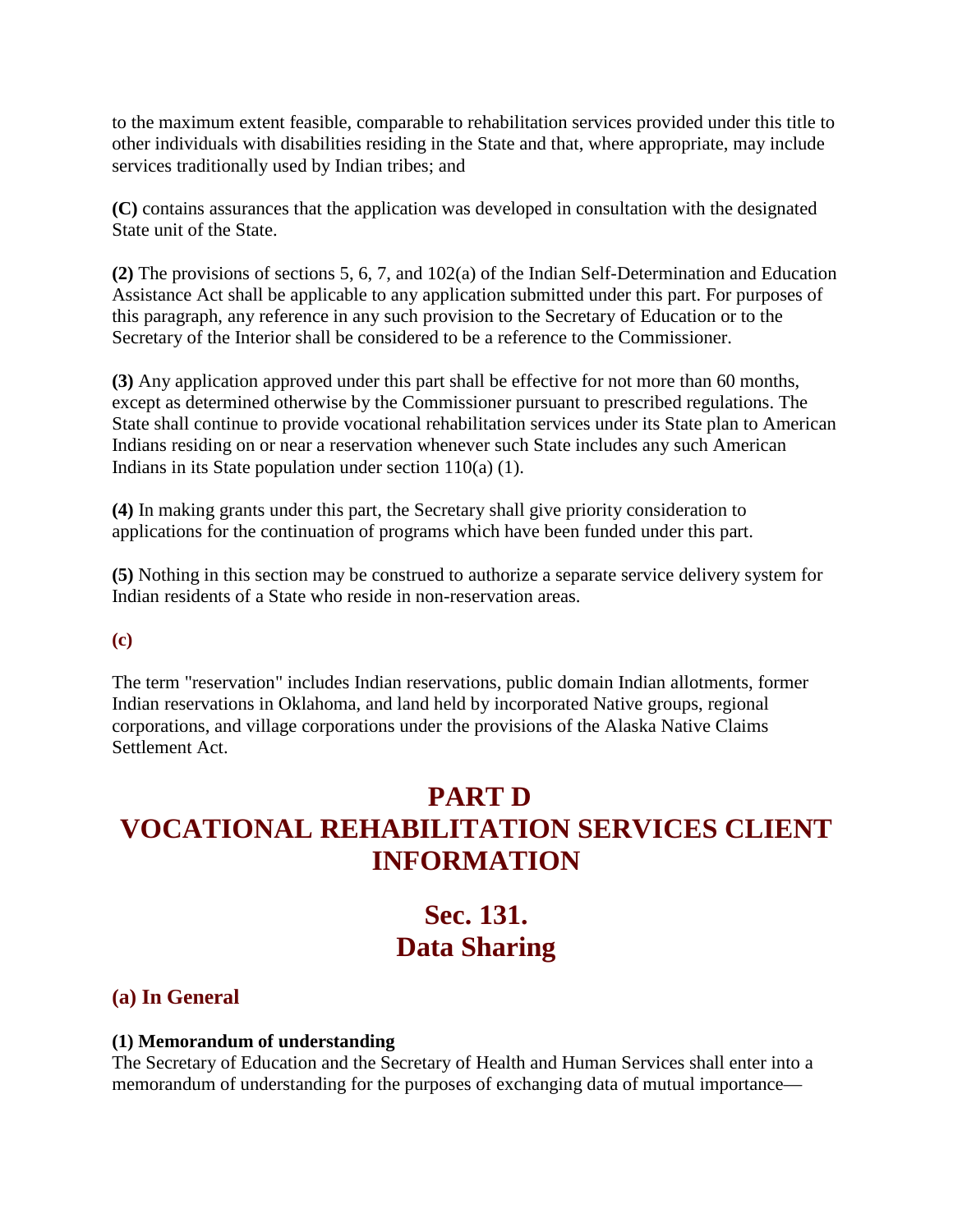to the maximum extent feasible, comparable to rehabilitation services provided under this title to other individuals with disabilities residing in the State and that, where appropriate, may include services traditionally used by Indian tribes; and

**(C)** contains assurances that the application was developed in consultation with the designated State unit of the State.

**(2)** The provisions of sections 5, 6, 7, and 102(a) of the Indian Self-Determination and Education Assistance Act shall be applicable to any application submitted under this part. For purposes of this paragraph, any reference in any such provision to the Secretary of Education or to the Secretary of the Interior shall be considered to be a reference to the Commissioner.

**(3)** Any application approved under this part shall be effective for not more than 60 months, except as determined otherwise by the Commissioner pursuant to prescribed regulations. The State shall continue to provide vocational rehabilitation services under its State plan to American Indians residing on or near a reservation whenever such State includes any such American Indians in its State population under section 110(a) (1).

**(4)** In making grants under this part, the Secretary shall give priority consideration to applications for the continuation of programs which have been funded under this part.

**(5)** Nothing in this section may be construed to authorize a separate service delivery system for Indian residents of a State who reside in non-reservation areas.

**(c)**

The term "reservation" includes Indian reservations, public domain Indian allotments, former Indian reservations in Oklahoma, and land held by incorporated Native groups, regional corporations, and village corporations under the provisions of the Alaska Native Claims Settlement Act.

# PART D
# VOCATIONAL REHABILITATION SERVICES CLIENT INFORMATION

## Sec. 131.
## Data Sharing

### (a) In General

**(1) Memorandum of understanding**
The Secretary of Education and the Secretary of Health and Human Services shall enter into a memorandum of understanding for the purposes of exchanging data of mutual importance—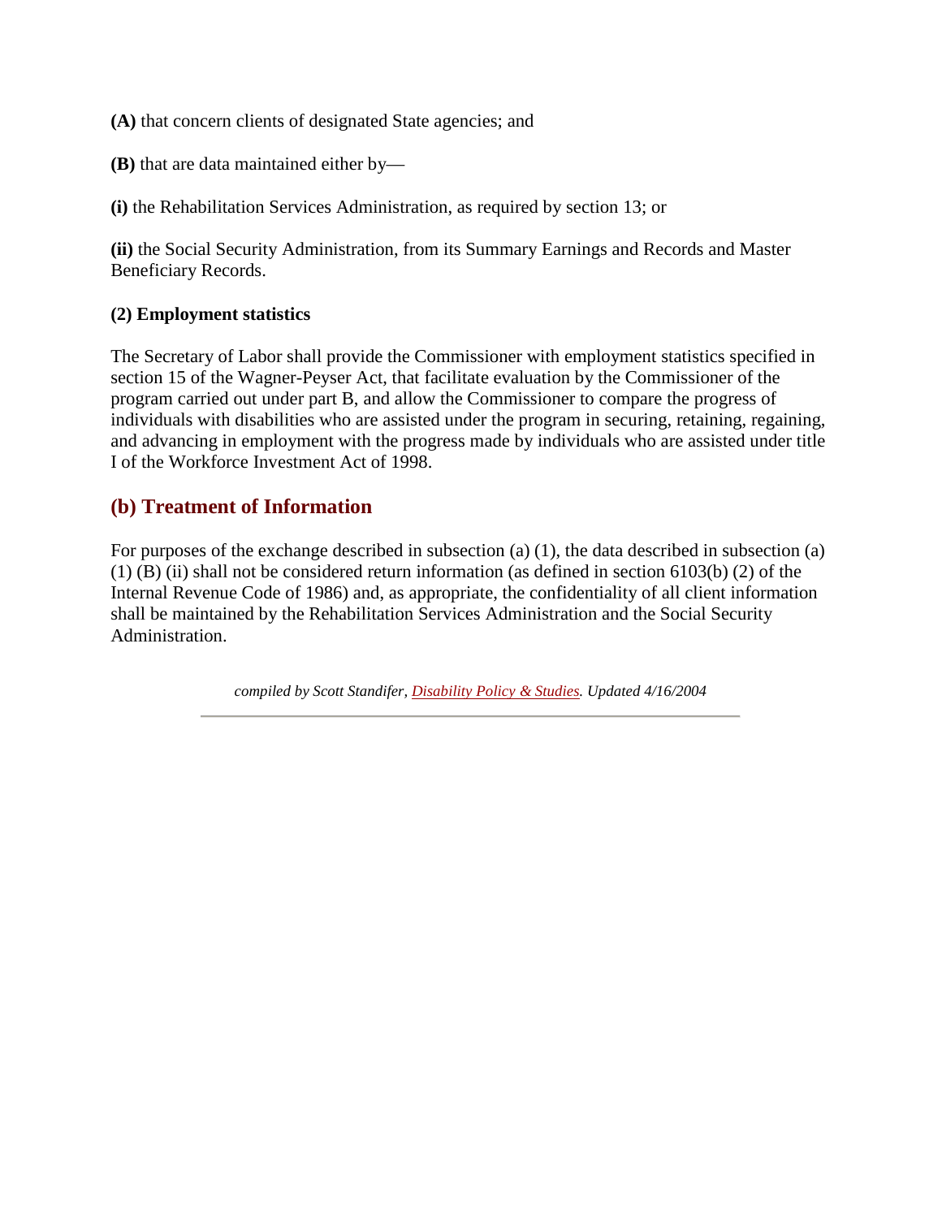**(A)** that concern clients of designated State agencies; and

**(B)** that are data maintained either by—

**(i)** the Rehabilitation Services Administration, as required by section 13; or

**(ii)** the Social Security Administration, from its Summary Earnings and Records and Master Beneficiary Records.

**(2) Employment statistics**

The Secretary of Labor shall provide the Commissioner with employment statistics specified in section 15 of the Wagner-Peyser Act, that facilitate evaluation by the Commissioner of the program carried out under part B, and allow the Commissioner to compare the progress of individuals with disabilities who are assisted under the program in securing, retaining, regaining, and advancing in employment with the progress made by individuals who are assisted under title I of the Workforce Investment Act of 1998.

## (b) Treatment of Information

For purposes of the exchange described in subsection (a) (1), the data described in subsection (a) (1) (B) (ii) shall not be considered return information (as defined in section 6103(b) (2) of the Internal Revenue Code of 1986) and, as appropriate, the confidentiality of all client information shall be maintained by the Rehabilitation Services Administration and the Social Security Administration.

*compiled by Scott Standifer, Disability Policy & Studies. Updated 4/16/2004*